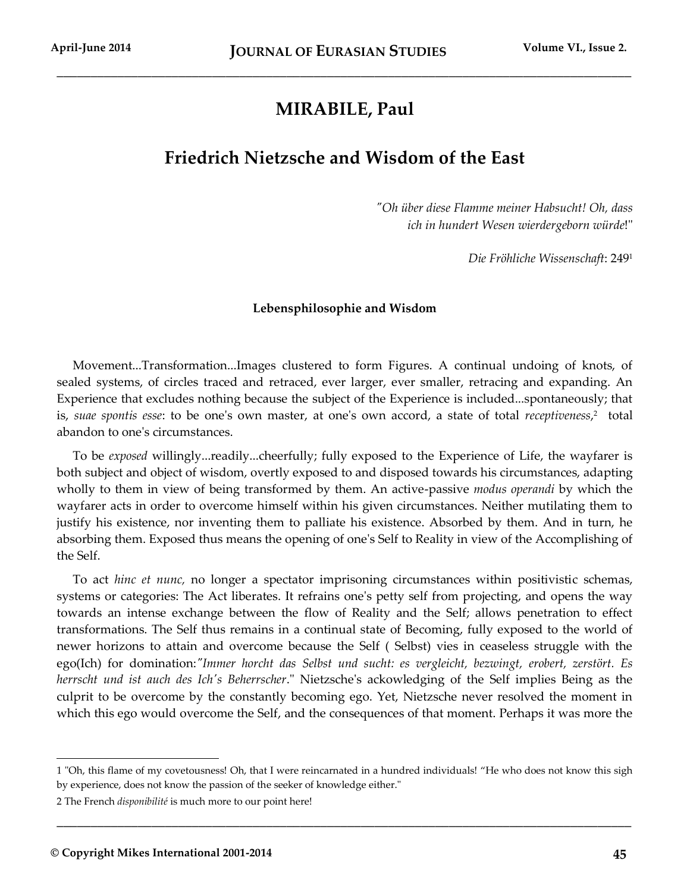# MIRABILE, Paul

## Friedrich Nietzsche and Wisdom of the East

> *"Oh über diese Flamme meiner Habsucht! Oh, dass ich in hundert Wesen wierdergeborn würde*!"
>
> *Die Fröhliche Wissenschaft*: 249[1]

### Lebensphilosophie and Wisdom

Movement...Transformation...Images clustered to form Figures. A continual undoing of knots, of sealed systems, of circles traced and retraced, ever larger, ever smaller, retracing and expanding. An Experience that excludes nothing because the subject of the Experience is included...spontaneously; that is, *suae spontis esse*: to be one's own master, at one's own accord, a state of total *receptiveness*,[2] total abandon to one's circumstances.

To be *exposed* willingly...readily...cheerfully; fully exposed to the Experience of Life, the wayfarer is both subject and object of wisdom, overtly exposed to and disposed towards his circumstances, adapting wholly to them in view of being transformed by them. An active-passive *modus operandi* by which the wayfarer acts in order to overcome himself within his given circumstances. Neither mutilating them to justify his existence, nor inventing them to palliate his existence. Absorbed by them. And in turn, he absorbing them. Exposed thus means the opening of one's Self to Reality in view of the Accomplishing of the Self.

To act *hinc et nunc,* no longer a spectator imprisoning circumstances within positivistic schemas, systems or categories: The Act liberates. It refrains one's petty self from projecting, and opens the way towards an intense exchange between the flow of Reality and the Self; allows penetration to effect transformations. The Self thus remains in a continual state of Becoming, fully exposed to the world of newer horizons to attain and overcome because the Self ( Selbst) vies in ceaseless struggle with the ego(Ich) for domination:*"Immer horcht das Selbst und sucht: es vergleicht, bezwingt, erobert, zerstört. Es herrscht und ist auch des Ich's Beherrscher*." Nietzsche's ackowledging of the Self implies Being as the culprit to be overcome by the constantly becoming ego. Yet, Nietzsche never resolved the moment in which this ego would overcome the Self, and the consequences of that moment. Perhaps it was more the

---

1 "Oh, this flame of my covetousness! Oh, that I were reincarnated in a hundred individuals! "He who does not know this sigh by experience, does not know the passion of the seeker of knowledge either."

2 The French *disponibilité* is much more to our point here!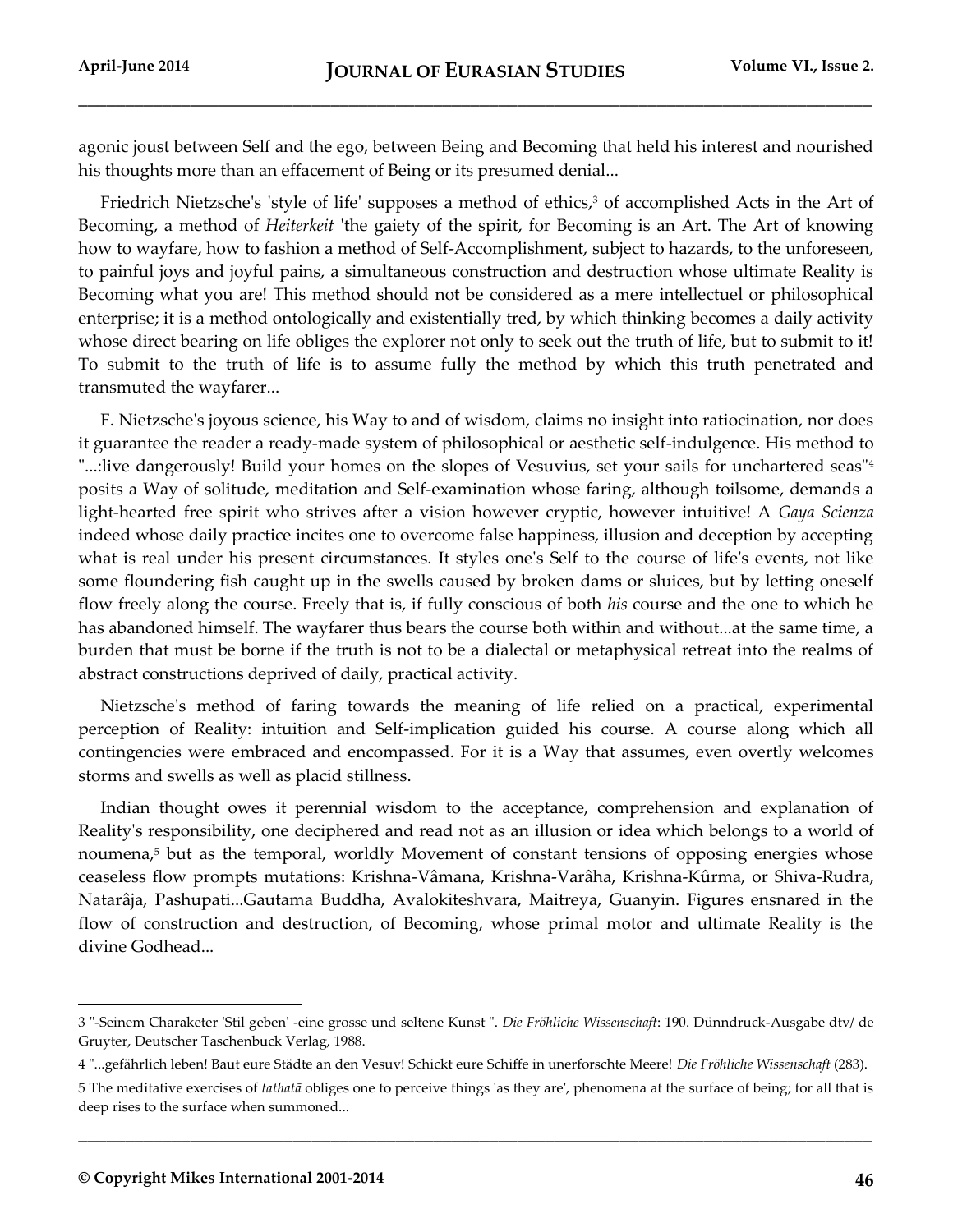agonic joust between Self and the ego, between Being and Becoming that held his interest and nourished his thoughts more than an effacement of Being or its presumed denial...

Friedrich Nietzsche's 'style of life' supposes a method of ethics,[3] of accomplished Acts in the Art of Becoming, a method of *Heiterkeit* 'the gaiety of the spirit, for Becoming is an Art. The Art of knowing how to wayfare, how to fashion a method of Self-Accomplishment, subject to hazards, to the unforeseen, to painful joys and joyful pains, a simultaneous construction and destruction whose ultimate Reality is Becoming what you are! This method should not be considered as a mere intellectuel or philosophical enterprise; it is a method ontologically and existentially tred, by which thinking becomes a daily activity whose direct bearing on life obliges the explorer not only to seek out the truth of life, but to submit to it! To submit to the truth of life is to assume fully the method by which this truth penetrated and transmuted the wayfarer...

F. Nietzsche's joyous science, his Way to and of wisdom, claims no insight into ratiocination, nor does it guarantee the reader a ready-made system of philosophical or aesthetic self-indulgence. His method to "...:live dangerously! Build your homes on the slopes of Vesuvius, set your sails for unchartered seas"[4] posits a Way of solitude, meditation and Self-examination whose faring, although toilsome, demands a light-hearted free spirit who strives after a vision however cryptic, however intuitive! A *Gaya Scienza* indeed whose daily practice incites one to overcome false happiness, illusion and deception by accepting what is real under his present circumstances. It styles one's Self to the course of life's events, not like some floundering fish caught up in the swells caused by broken dams or sluices, but by letting oneself flow freely along the course. Freely that is, if fully conscious of both *his* course and the one to which he has abandoned himself. The wayfarer thus bears the course both within and without...at the same time, a burden that must be borne if the truth is not to be a dialectal or metaphysical retreat into the realms of abstract constructions deprived of daily, practical activity.

Nietzsche's method of faring towards the meaning of life relied on a practical, experimental perception of Reality: intuition and Self-implication guided his course. A course along which all contingencies were embraced and encompassed. For it is a Way that assumes, even overtly welcomes storms and swells as well as placid stillness.

Indian thought owes it perennial wisdom to the acceptance, comprehension and explanation of Reality's responsibility, one deciphered and read not as an illusion or idea which belongs to a world of noumena,[5] but as the temporal, worldly Movement of constant tensions of opposing energies whose ceaseless flow prompts mutations: Krishna-Vâmana, Krishna-Varâha, Krishna-Kûrma, or Shiva-Rudra, Natarâja, Pashupati...Gautama Buddha, Avalokiteshvara, Maitreya, Guanyin. Figures ensnared in the flow of construction and destruction, of Becoming, whose primal motor and ultimate Reality is the divine Godhead...

---

3 "-Seinem Charakter 'Stil geben' -eine grosse und seltene Kunst ". *Die Fröhliche Wissenschaft*: 190. Dünndruck-Ausgabe dtv/ de Gruyter, Deutscher Taschenbuck Verlag, 1988.

4 "...gefährlich leben! Baut eure Städte an den Vesuv! Schickt eure Schiffe in unerforschte Meere! *Die Fröhliche Wissenschaft* (283).

5 The meditative exercises of *tathatā* obliges one to perceive things 'as they are', phenomena at the surface of being; for all that is deep rises to the surface when summoned...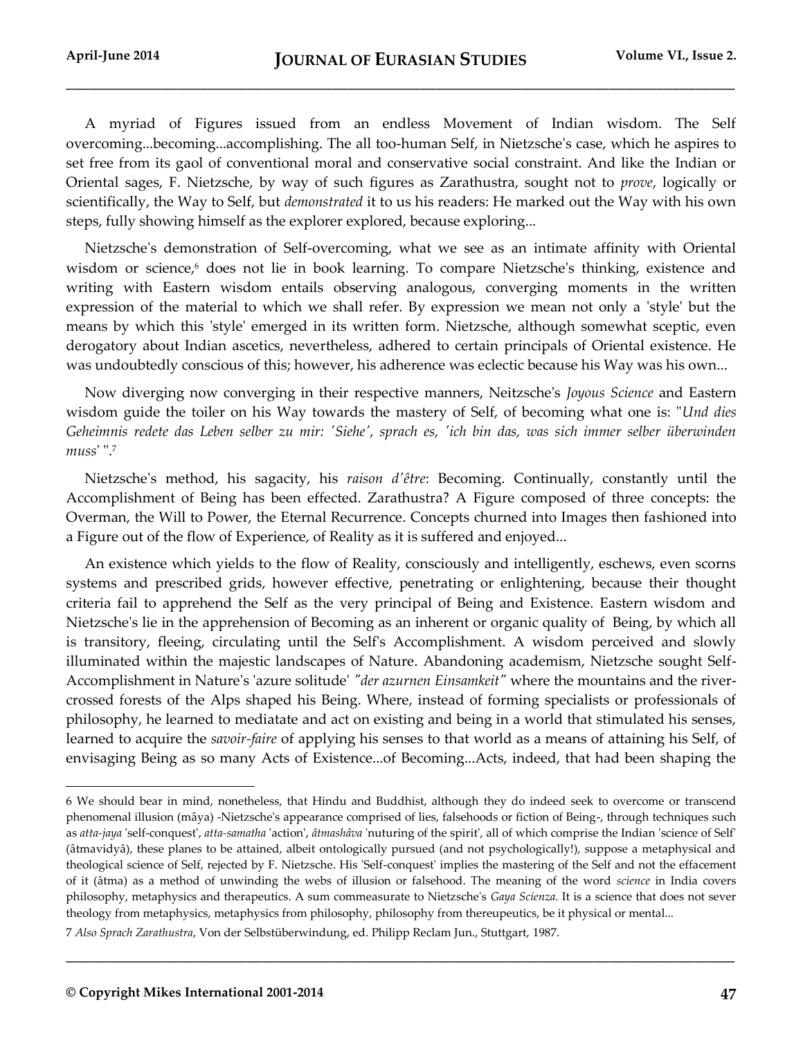A myriad of Figures issued from an endless Movement of Indian wisdom. The Self overcoming...becoming...accomplishing. The all too-human Self, in Nietzsche's case, which he aspires to set free from its gaol of conventional moral and conservative social constraint. And like the Indian or Oriental sages, F. Nietzsche, by way of such figures as Zarathustra, sought not to *prove*, logically or scientifically, the Way to Self, but *demonstrated* it to us his readers: He marked out the Way with his own steps, fully showing himself as the explorer explored, because exploring...

Nietzsche's demonstration of Self-overcoming, what we see as an intimate affinity with Oriental wisdom or science,[6] does not lie in book learning. To compare Nietzsche's thinking, existence and writing with Eastern wisdom entails observing analogous, converging moments in the written expression of the material to which we shall refer. By expression we mean not only a 'style' but the means by which this 'style' emerged in its written form. Nietzsche, although somewhat sceptic, even derogatory about Indian ascetics, nevertheless, adhered to certain principals of Oriental existence. He was undoubtedly conscious of this; however, his adherence was eclectic because his Way was his own...

Now diverging now converging in their respective manners, Neitzsche's *Joyous Science* and Eastern wisdom guide the toiler on his Way towards the mastery of Self, of becoming what one is: "*Und dies Geheimnis redete das Leben selber zu mir: 'Siehe', sprach es, 'ich bin das, was sich immer selber überwinden muss'* ".[7]

Nietzsche's method, his sagacity, his *raison d'être*: Becoming. Continually, constantly until the Accomplishment of Being has been effected. Zarathustra? A Figure composed of three concepts: the Overman, the Will to Power, the Eternal Recurrence. Concepts churned into Images then fashioned into a Figure out of the flow of Experience, of Reality as it is suffered and enjoyed...

An existence which yields to the flow of Reality, consciously and intelligently, eschews, even scorns systems and prescribed grids, however effective, penetrating or enlightening, because their thought criteria fail to apprehend the Self as the very principal of Being and Existence. Eastern wisdom and Nietzsche's lie in the apprehension of Becoming as an inherent or organic quality of Being, by which all is transitory, fleeing, circulating until the Self's Accomplishment. A wisdom perceived and slowly illuminated within the majestic landscapes of Nature. Abandoning academism, Nietzsche sought Self-Accomplishment in Nature's 'azure solitude' *"der azurnen Einsamkeit"* where the mountains and the river-crossed forests of the Alps shaped his Being. Where, instead of forming specialists or professionals of philosophy, he learned to mediatate and act on existing and being in a world that stimulated his senses, learned to acquire the *savoir-faire* of applying his senses to that world as a means of attaining his Self, of envisaging Being as so many Acts of Existence...of Becoming...Acts, indeed, that had been shaping the

---

6 We should bear in mind, nonetheless, that Hindu and Buddhist, although they do indeed seek to overcome or transcend phenomenal illusion (mâya) -Nietzsche's appearance comprised of lies, falsehoods or fiction of Being-, through techniques such as *atta-jaya* 'self-conquest', *atta-samatha* 'action', *âtmashâva* 'nuturing of the spirit', all of which comprise the Indian 'science of Self' (âtmavidyâ), these planes to be attained, albeit ontologically pursued (and not psychologically!), suppose a metaphysical and theological science of Self, rejected by F. Nietzsche. His 'Self-conquest' implies the mastering of the Self and not the effacement of it (âtma) as a method of unwinding the webs of illusion or falsehood. The meaning of the word *science* in India covers philosophy, metaphysics and therapeutics. A sum commeasurate to Nietzsche's *Gaya Scienza*. It is a science that does not sever theology from metaphysics, metaphysics from philosophy, philosophy from thereupeutics, be it physical or mental...

7 *Also Sprach Zarathustra*, Von der Selbstüberwindung, ed. Philipp Reclam Jun., Stuttgart, 1987.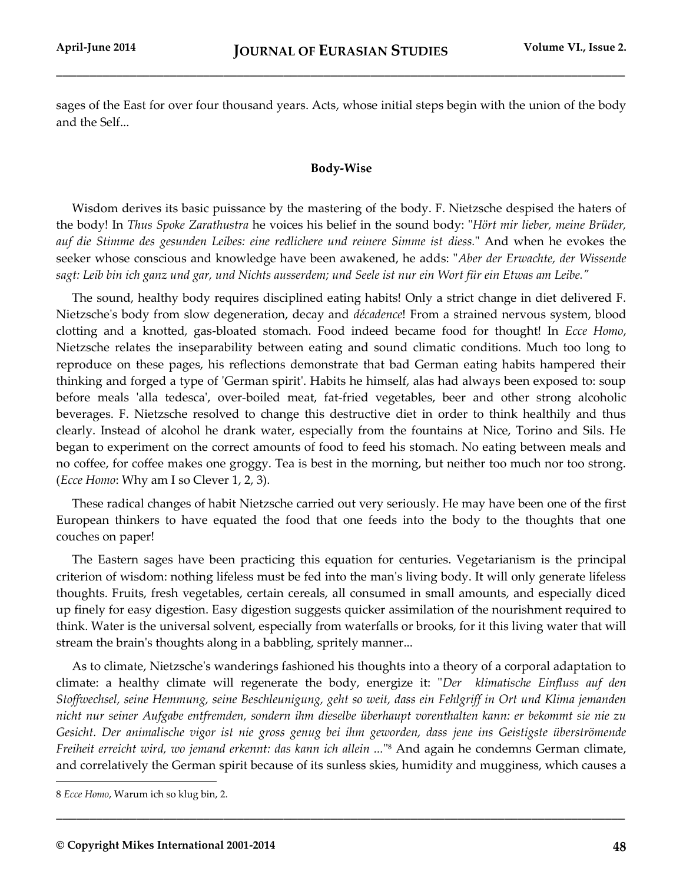sages of the East for over four thousand years. Acts, whose initial steps begin with the union of the body and the Self...

### Body-Wise

Wisdom derives its basic puissance by the mastering of the body. F. Nietzsche despised the haters of the body! In *Thus Spoke Zarathustra* he voices his belief in the sound body: "*Hört mir lieber, meine Brüder, auf die Stimme des gesunden Leibes: eine redlichere und reinere Simme ist diess.*" And when he evokes the seeker whose conscious and knowledge have been awakened, he adds: "*Aber der Erwachte, der Wissende sagt: Leib bin ich ganz und gar, und Nichts ausserdem; und Seele ist nur ein Wort für ein Etwas am Leibe.*"

The sound, healthy body requires disciplined eating habits! Only a strict change in diet delivered F. Nietzsche's body from slow degeneration, decay and *décadence*! From a strained nervous system, blood clotting and a knotted, gas-bloated stomach. Food indeed became food for thought! In *Ecce Homo*, Nietzsche relates the inseparability between eating and sound climatic conditions. Much too long to reproduce on these pages, his reflections demonstrate that bad German eating habits hampered their thinking and forged a type of 'German spirit'. Habits he himself, alas had always been exposed to: soup before meals 'alla tedesca', over-boiled meat, fat-fried vegetables, beer and other strong alcoholic beverages. F. Nietzsche resolved to change this destructive diet in order to think healthily and thus clearly. Instead of alcohol he drank water, especially from the fountains at Nice, Torino and Sils. He began to experiment on the correct amounts of food to feed his stomach. No eating between meals and no coffee, for coffee makes one groggy. Tea is best in the morning, but neither too much nor too strong. (*Ecce Homo*: Why am I so Clever 1, 2, 3).

These radical changes of habit Nietzsche carried out very seriously. He may have been one of the first European thinkers to have equated the food that one feeds into the body to the thoughts that one couches on paper!

The Eastern sages have been practicing this equation for centuries. Vegetarianism is the principal criterion of wisdom: nothing lifeless must be fed into the man's living body. It will only generate lifeless thoughts. Fruits, fresh vegetables, certain cereals, all consumed in small amounts, and especially diced up finely for easy digestion. Easy digestion suggests quicker assimilation of the nourishment required to think. Water is the universal solvent, especially from waterfalls or brooks, for it this living water that will stream the brain's thoughts along in a babbling, spritely manner...

As to climate, Nietzsche's wanderings fashioned his thoughts into a theory of a corporal adaptation to climate: a healthy climate will regenerate the body, energize it: "*Der klimatische Einfluss auf den Stoffwechsel, seine Hemmung, seine Beschleunigung, geht so weit, dass ein Fehlgriff in Ort und Klima jemanden nicht nur seiner Aufgabe entfremden, sondern ihm dieselbe überhaupt vorenthalten kann: er bekommt sie nie zu Gesicht. Der animalische vigor ist nie gross genug bei ihm geworden, dass jene ins Geistigste überströmende Freiheit erreicht wird, wo jemand erkennt: das kann ich allein ...*"[8] And again he condemns German climate, and correlatively the German spirit because of its sunless skies, humidity and mugginess, which causes a

---

[8] *Ecce Homo*, Warum ich so klug bin, 2.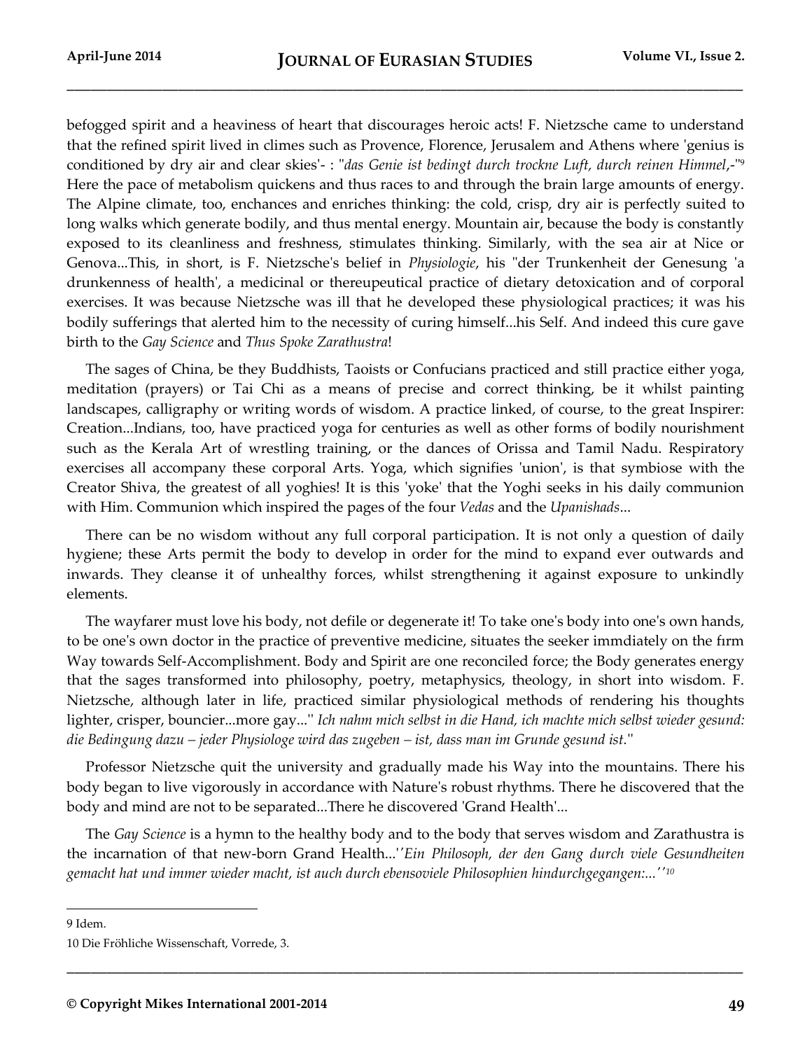befogged spirit and a heaviness of heart that discourages heroic acts! F. Nietzsche came to understand that the refined spirit lived in climes such as Provence, Florence, Jerusalem and Athens where 'genius is conditioned by dry air and clear skies'- : "*das Genie ist bedingt durch trockne Luft, durch reinen Himmel*,-"[9] Here the pace of metabolism quickens and thus races to and through the brain large amounts of energy. The Alpine climate, too, enchances and enriches thinking: the cold, crisp, dry air is perfectly suited to long walks which generate bodily, and thus mental energy. Mountain air, because the body is constantly exposed to its cleanliness and freshness, stimulates thinking. Similarly, with the sea air at Nice or Genova...This, in short, is F. Nietzsche's belief in *Physiologie*, his "der Trunkenheit der Genesung 'a drunkenness of health', a medicinal or thereupeutical practice of dietary detoxication and of corporal exercises. It was because Nietzsche was ill that he developed these physiological practices; it was his bodily sufferings that alerted him to the necessity of curing himself...his Self. And indeed this cure gave birth to the *Gay Science* and *Thus Spoke Zarathustra*!

The sages of China, be they Buddhists, Taoists or Confucians practiced and still practice either yoga, meditation (prayers) or Tai Chi as a means of precise and correct thinking, be it whilst painting landscapes, calligraphy or writing words of wisdom. A practice linked, of course, to the great Inspirer: Creation...Indians, too, have practiced yoga for centuries as well as other forms of bodily nourishment such as the Kerala Art of wrestling training, or the dances of Orissa and Tamil Nadu. Respiratory exercises all accompany these corporal Arts. Yoga, which signifies 'union', is that symbiose with the Creator Shiva, the greatest of all yoghies! It is this 'yoke' that the Yoghi seeks in his daily communion with Him. Communion which inspired the pages of the four *Vedas* and the *Upanishads*...

There can be no wisdom without any full corporal participation. It is not only a question of daily hygiene; these Arts permit the body to develop in order for the mind to expand ever outwards and inwards. They cleanse it of unhealthy forces, whilst strengthening it against exposure to unkindly elements.

The wayfarer must love his body, not defile or degenerate it! To take one's body into one's own hands, to be one's own doctor in the practice of preventive medicine, situates the seeker immdiately on the fırm Way towards Self-Accomplishment. Body and Spirit are one reconciled force; the Body generates energy that the sages transformed into philosophy, poetry, metaphysics, theology, in short into wisdom. F. Nietzsche, although later in life, practiced similar physiological methods of rendering his thoughts lighter, crisper, bouncier...more gay..." *Ich nahm mich selbst in die Hand, ich machte mich selbst wieder gesund: die Bedingung dazu – jeder Physiologe wird das zugeben – ist, dass man im Grunde gesund ist.*"

Professor Nietzsche quit the university and gradually made his Way into the mountains. There his body began to live vigorously in accordance with Nature's robust rhythms. There he discovered that the body and mind are not to be separated...There he discovered 'Grand Health'...

The *Gay Science* is a hymn to the healthy body and to the body that serves wisdom and Zarathustra is the incarnation of that new-born Grand Health...''*Ein Philosoph, der den Gang durch viele Gesundheiten gemacht hat und immer wieder macht, ist auch durch ebensoviele Philosophien hindurchgegangen:...*''[10]

---

9 Idem.

10 Die Fröhliche Wissenschaft, Vorrede, 3.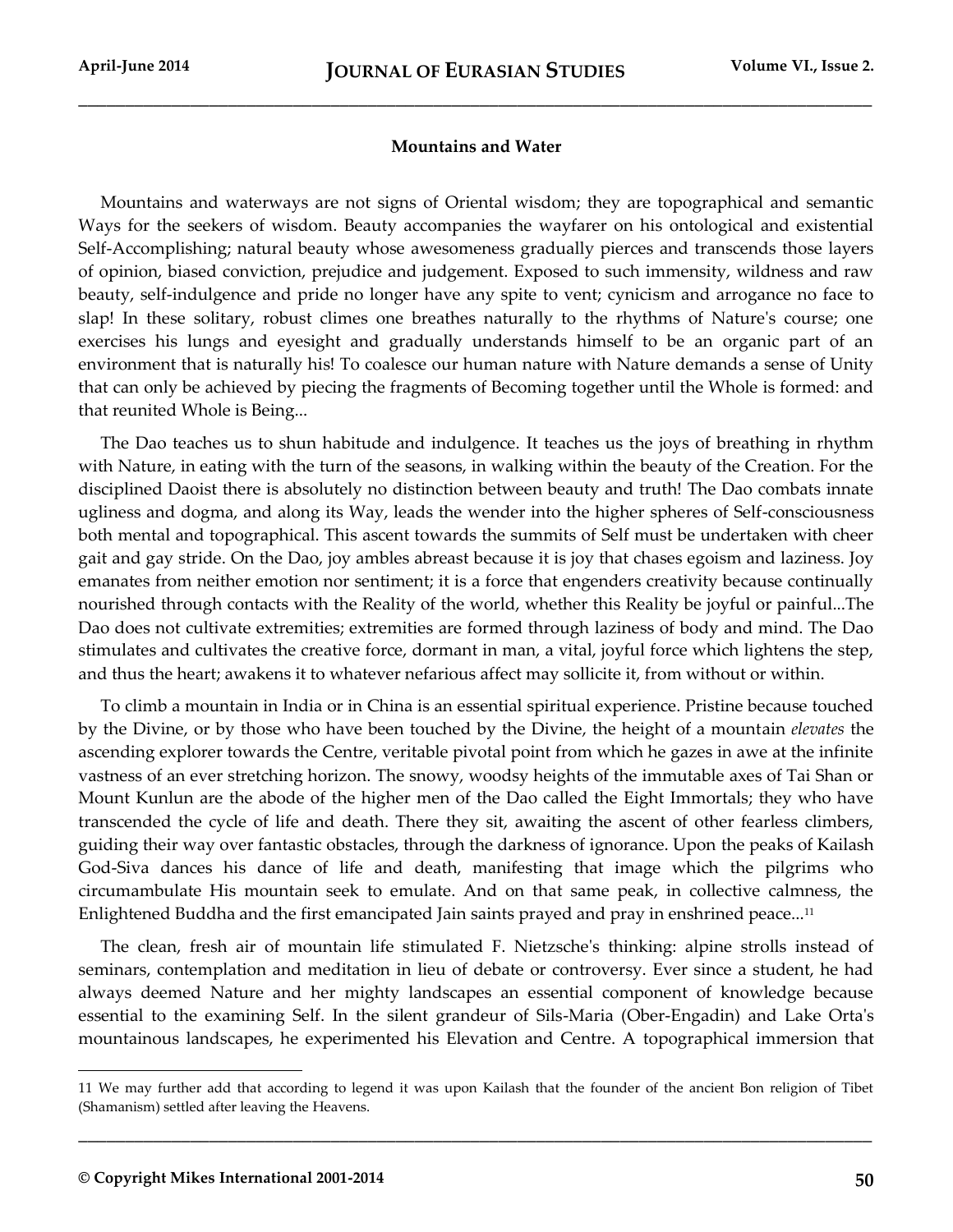**Mountains and Water**

Mountains and waterways are not signs of Oriental wisdom; they are topographical and semantic Ways for the seekers of wisdom. Beauty accompanies the wayfarer on his ontological and existential Self-Accomplishing; natural beauty whose awesomeness gradually pierces and transcends those layers of opinion, biased conviction, prejudice and judgement. Exposed to such immensity, wildness and raw beauty, self-indulgence and pride no longer have any spite to vent; cynicism and arrogance no face to slap! In these solitary, robust climes one breathes naturally to the rhythms of Nature's course; one exercises his lungs and eyesight and gradually understands himself to be an organic part of an environment that is naturally his! To coalesce our human nature with Nature demands a sense of Unity that can only be achieved by piecing the fragments of Becoming together until the Whole is formed: and that reunited Whole is Being...

The Dao teaches us to shun habitude and indulgence. It teaches us the joys of breathing in rhythm with Nature, in eating with the turn of the seasons, in walking within the beauty of the Creation. For the disciplined Daoist there is absolutely no distinction between beauty and truth! The Dao combats innate ugliness and dogma, and along its Way, leads the wender into the higher spheres of Self-consciousness both mental and topographical. This ascent towards the summits of Self must be undertaken with cheer gait and gay stride. On the Dao, joy ambles abreast because it is joy that chases egoism and laziness. Joy emanates from neither emotion nor sentiment; it is a force that engenders creativity because continually nourished through contacts with the Reality of the world, whether this Reality be joyful or painful...The Dao does not cultivate extremities; extremities are formed through laziness of body and mind. The Dao stimulates and cultivates the creative force, dormant in man, a vital, joyful force which lightens the step, and thus the heart; awakens it to whatever nefarious affect may sollicite it, from without or within.

To climb a mountain in India or in China is an essential spiritual experience. Pristine because touched by the Divine, or by those who have been touched by the Divine, the height of a mountain *elevates* the ascending explorer towards the Centre, veritable pivotal point from which he gazes in awe at the infinite vastness of an ever stretching horizon. The snowy, woodsy heights of the immutable axes of Tai Shan or Mount Kunlun are the abode of the higher men of the Dao called the Eight Immortals; they who have transcended the cycle of life and death. There they sit, awaiting the ascent of other fearless climbers, guiding their way over fantastic obstacles, through the darkness of ignorance. Upon the peaks of Kailash God-Siva dances his dance of life and death, manifesting that image which the pilgrims who circumambulate His mountain seek to emulate. And on that same peak, in collective calmness, the Enlightened Buddha and the first emancipated Jain saints prayed and pray in enshrined peace...[11]

The clean, fresh air of mountain life stimulated F. Nietzsche's thinking: alpine strolls instead of seminars, contemplation and meditation in lieu of debate or controversy. Ever since a student, he had always deemed Nature and her mighty landscapes an essential component of knowledge because essential to the examining Self. In the silent grandeur of Sils-Maria (Ober-Engadin) and Lake Orta's mountainous landscapes, he experimented his Elevation and Centre. A topographical immersion that

---

11 We may further add that according to legend it was upon Kailash that the founder of the ancient Bon religion of Tibet (Shamanism) settled after leaving the Heavens.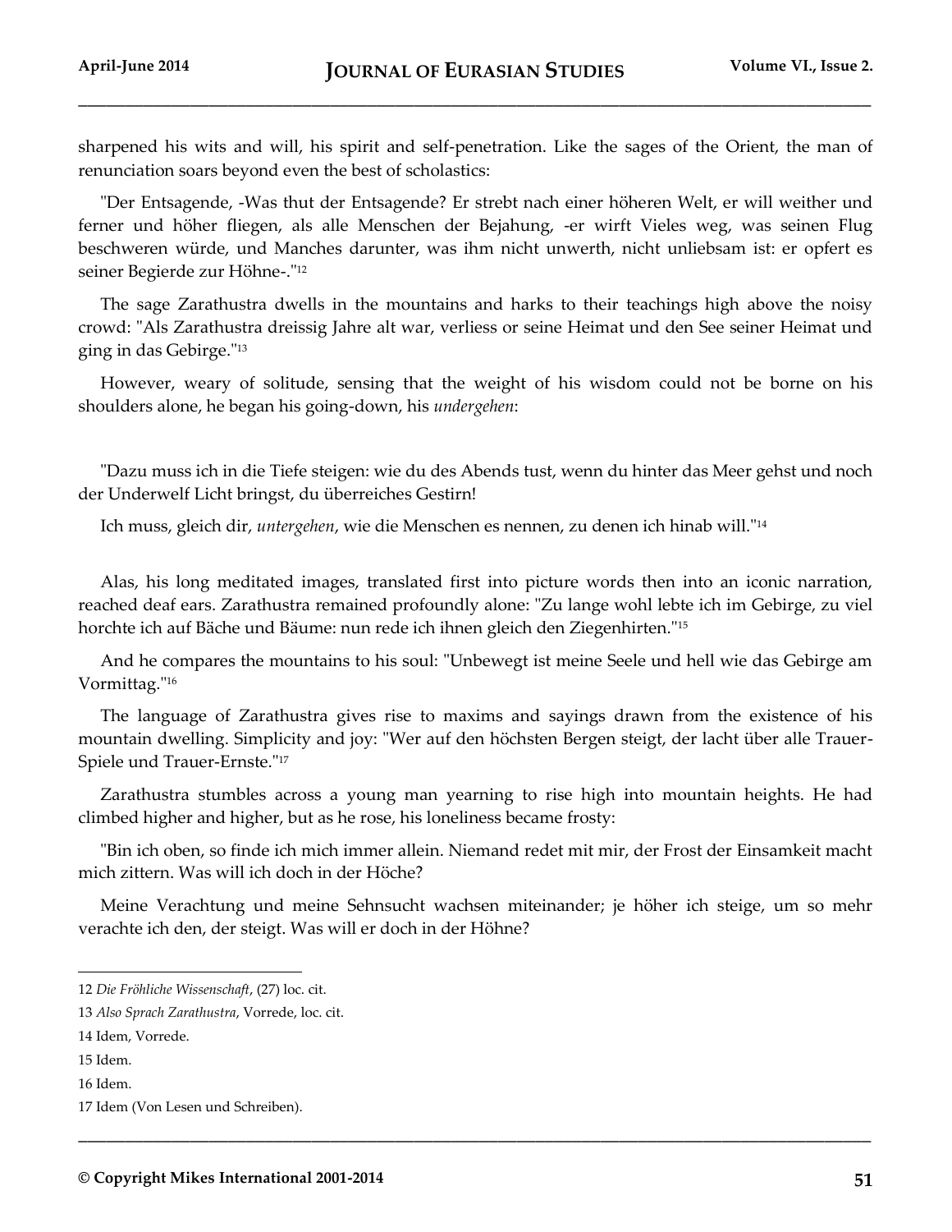sharpened his wits and will, his spirit and self-penetration. Like the sages of the Orient, the man of renunciation soars beyond even the best of scholastics:

"Der Entsagende, -Was thut der Entsagende? Er strebt nach einer höheren Welt, er will weither und ferner und höher fliegen, als alle Menschen der Bejahung, -er wirft Vieles weg, was seinen Flug beschweren würde, und Manches darunter, was ihm nicht unwerth, nicht unliebsam ist: er opfert es seiner Begierde zur Höhne-."[12]

The sage Zarathustra dwells in the mountains and harks to their teachings high above the noisy crowd: "Als Zarathustra dreissig Jahre alt war, verliess or seine Heimat und den See seiner Heimat und ging in das Gebirge."[13]

However, weary of solitude, sensing that the weight of his wisdom could not be borne on his shoulders alone, he began his going-down, his *undergehen*:

"Dazu muss ich in die Tiefe steigen: wie du des Abends tust, wenn du hinter das Meer gehst und noch der Underwelf Licht bringst, du überreiches Gestirn!

Ich muss, gleich dir, *untergehen*, wie die Menschen es nennen, zu denen ich hinab will."[14]

Alas, his long meditated images, translated first into picture words then into an iconic narration, reached deaf ears. Zarathustra remained profoundly alone: "Zu lange wohl lebte ich im Gebirge, zu viel horchte ich auf Bäche und Bäume: nun rede ich ihnen gleich den Ziegenhirten."[15]

And he compares the mountains to his soul: "Unbewegt ist meine Seele und hell wie das Gebirge am Vormittag."[16]

The language of Zarathustra gives rise to maxims and sayings drawn from the existence of his mountain dwelling. Simplicity and joy: "Wer auf den höchsten Bergen steigt, der lacht über alle Trauer-Spiele und Trauer-Ernste."[17]

Zarathustra stumbles across a young man yearning to rise high into mountain heights. He had climbed higher and higher, but as he rose, his loneliness became frosty:

"Bin ich oben, so finde ich mich immer allein. Niemand redet mit mir, der Frost der Einsamkeit macht mich zittern. Was will ich doch in der Höche?

Meine Verachtung und meine Sehnsucht wachsen miteinander; je höher ich steige, um so mehr verachte ich den, der steigt. Was will er doch in der Höhne?

---

12 *Die Fröhliche Wissenschaft*, (27) loc. cit.

13 *Also Sprach Zarathustra*, Vorrede, loc. cit.

14 Idem, Vorrede.

15 Idem.

16 Idem.

17 Idem (Von Lesen und Schreiben).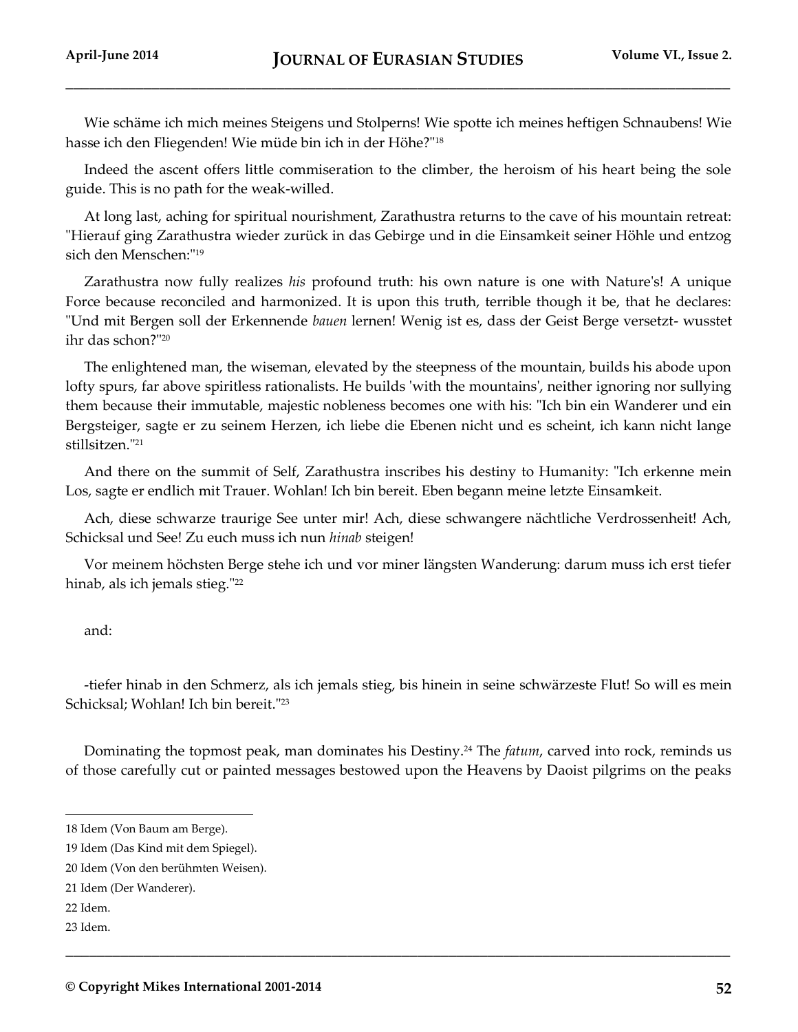Wie schäme ich mich meines Steigens und Stolperns! Wie spotte ich meines heftigen Schnaubens! Wie hasse ich den Fliegenden! Wie müde bin ich in der Höhe?"[18]

Indeed the ascent offers little commiseration to the climber, the heroism of his heart being the sole guide. This is no path for the weak-willed.

At long last, aching for spiritual nourishment, Zarathustra returns to the cave of his mountain retreat: "Hierauf ging Zarathustra wieder zurück in das Gebirge und in die Einsamkeit seiner Höhle und entzog sich den Menschen:"[19]

Zarathustra now fully realizes *his* profound truth: his own nature is one with Nature's! A unique Force because reconciled and harmonized. It is upon this truth, terrible though it be, that he declares: "Und mit Bergen soll der Erkennende *bauen* lernen! Wenig ist es, dass der Geist Berge versetzt- wusstet ihr das schon?"[20]

The enlightened man, the wiseman, elevated by the steepness of the mountain, builds his abode upon lofty spurs, far above spiritless rationalists. He builds 'with the mountains', neither ignoring nor sullying them because their immutable, majestic nobleness becomes one with his: "Ich bin ein Wanderer und ein Bergsteiger, sagte er zu seinem Herzen, ich liebe die Ebenen nicht und es scheint, ich kann nicht lange stillsitzen."[21]

And there on the summit of Self, Zarathustra inscribes his destiny to Humanity: "Ich erkenne mein Los, sagte er endlich mit Trauer. Wohlan! Ich bin bereit. Eben begann meine letzte Einsamkeit.

Ach, diese schwarze traurige See unter mir! Ach, diese schwangere nächtliche Verdrossenheit! Ach, Schicksal und See! Zu euch muss ich nun *hinab* steigen!

Vor meinem höchsten Berge stehe ich und vor miner längsten Wanderung: darum muss ich erst tiefer hinab, als ich jemals stieg."[22]

and:

-tiefer hinab in den Schmerz, als ich jemals stieg, bis hinein in seine schwärzeste Flut! So will es mein Schicksal; Wohlan! Ich bin bereit."[23]

Dominating the topmost peak, man dominates his Destiny.[24] The *fatum*, carved into rock, reminds us of those carefully cut or painted messages bestowed upon the Heavens by Daoist pilgrims on the peaks

---

18 Idem (Von Baum am Berge).

19 Idem (Das Kind mit dem Spiegel).

20 Idem (Von den berühmten Weisen).

21 Idem (Der Wanderer).

22 Idem.

23 Idem.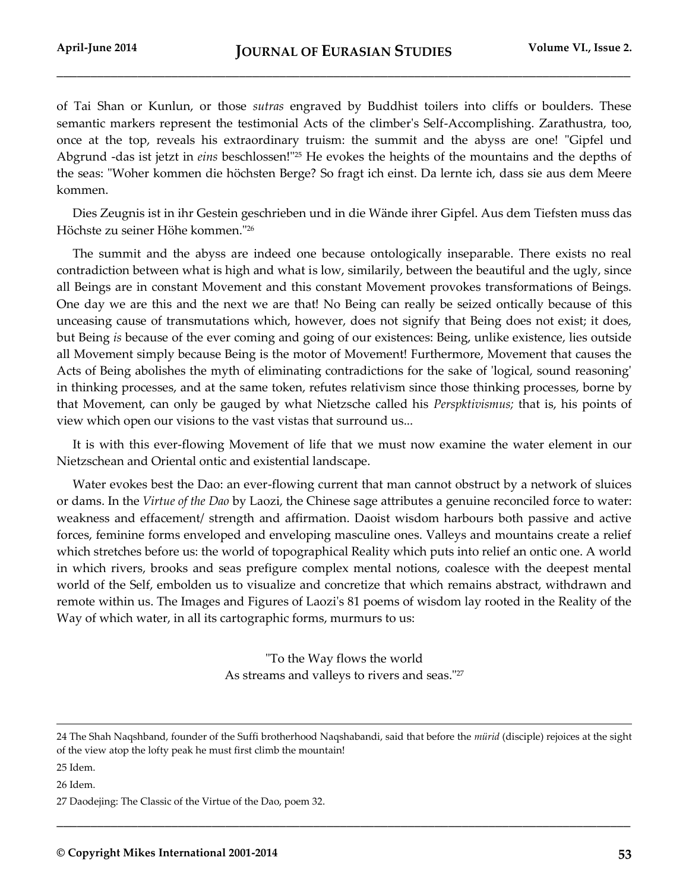of Tai Shan or Kunlun, or those *sutras* engraved by Buddhist toilers into cliffs or boulders. These semantic markers represent the testimonial Acts of the climber's Self-Accomplishing. Zarathustra, too, once at the top, reveals his extraordinary truism: the summit and the abyss are one! "Gipfel und Abgrund -das ist jetzt in *eins* beschlossen!"[25] He evokes the heights of the mountains and the depths of the seas: "Woher kommen die höchsten Berge? So fragt ich einst. Da lernte ich, dass sie aus dem Meere kommen.

Dies Zeugnis ist in ihr Gestein geschrieben und in die Wände ihrer Gipfel. Aus dem Tiefsten muss das Höchste zu seiner Höhe kommen."[26]

The summit and the abyss are indeed one because ontologically inseparable. There exists no real contradiction between what is high and what is low, similarily, between the beautiful and the ugly, since all Beings are in constant Movement and this constant Movement provokes transformations of Beings. One day we are this and the next we are that! No Being can really be seized ontically because of this unceasing cause of transmutations which, however, does not signify that Being does not exist; it does, but Being *is* because of the ever coming and going of our existences: Being, unlike existence, lies outside all Movement simply because Being is the motor of Movement! Furthermore, Movement that causes the Acts of Being abolishes the myth of eliminating contradictions for the sake of 'logical, sound reasoning' in thinking processes, and at the same token, refutes relativism since those thinking processes, borne by that Movement, can only be gauged by what Nietzsche called his *Perspktivismus;* that is, his points of view which open our visions to the vast vistas that surround us...

It is with this ever-flowing Movement of life that we must now examine the water element in our Nietzschean and Oriental ontic and existential landscape.

Water evokes best the Dao: an ever-flowing current that man cannot obstruct by a network of sluices or dams. In the *Virtue of the Dao* by Laozi, the Chinese sage attributes a genuine reconciled force to water: weakness and effacement/ strength and affirmation. Daoist wisdom harbours both passive and active forces, feminine forms enveloped and enveloping masculine ones. Valleys and mountains create a relief which stretches before us: the world of topographical Reality which puts into relief an ontic one. A world in which rivers, brooks and seas prefigure complex mental notions, coalesce with the deepest mental world of the Self, embolden us to visualize and concretize that which remains abstract, withdrawn and remote within us. The Images and Figures of Laozi's 81 poems of wisdom lay rooted in the Reality of the Way of which water, in all its cartographic forms, murmurs to us:

"To the Way flows the world
As streams and valleys to rivers and seas."[27]

---

24 The Shah Naqshband, founder of the Suffi brotherhood Naqshabandi, said that before the *mürid* (disciple) rejoices at the sight of the view atop the lofty peak he must first climb the mountain!

25 Idem.

26 Idem.

27 Daodejing: The Classic of the Virtue of the Dao, poem 32.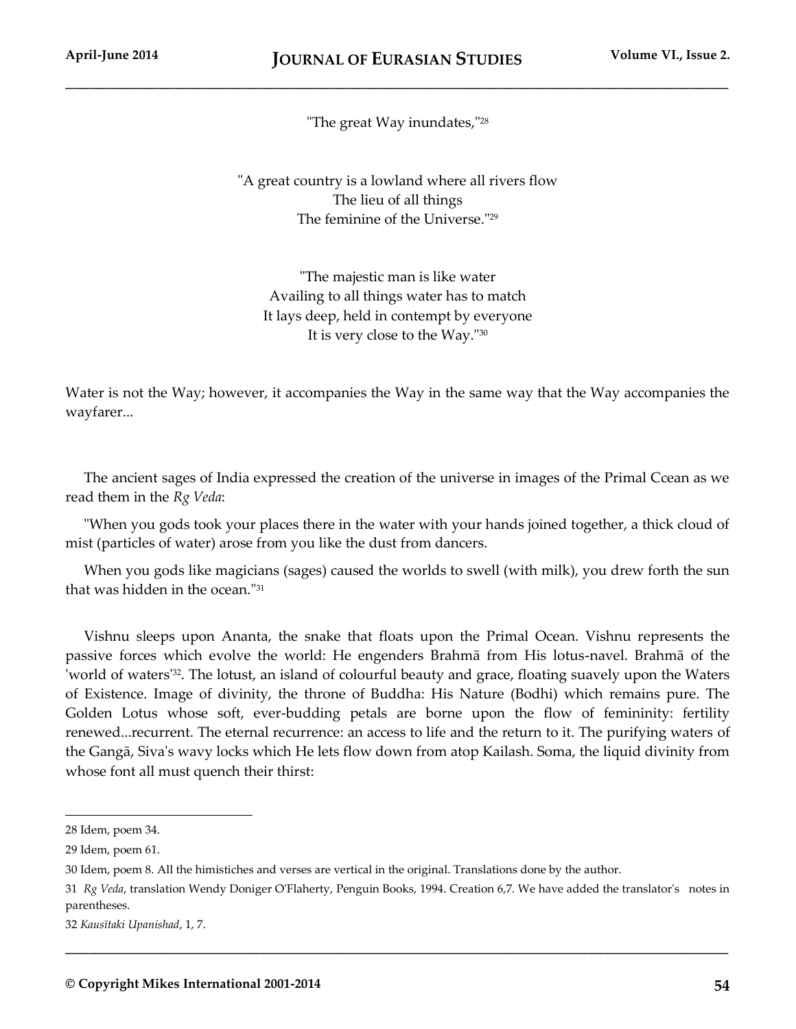"The great Way inundates,"[28]

"A great country is a lowland where all rivers flow  
The lieu of all things  
The feminine of the Universe."[29]

"The majestic man is like water  
Availing to all things water has to match  
It lays deep, held in contempt by everyone  
It is very close to the Way."[30]

Water is not the Way; however, it accompanies the Way in the same way that the Way accompanies the wayfarer...

The ancient sages of India expressed the creation of the universe in images of the Primal Ccean as we read them in the *Rg Veda*:

"When you gods took your places there in the water with your hands joined together, a thick cloud of mist (particles of water) arose from you like the dust from dancers.

When you gods like magicians (sages) caused the worlds to swell (with milk), you drew forth the sun that was hidden in the ocean."[31]

Vishnu sleeps upon Ananta, the snake that floats upon the Primal Ocean. Vishnu represents the passive forces which evolve the world: He engenders Brahmā from His lotus-navel. Brahmā of the 'world of waters'[32]. The lotust, an island of colourful beauty and grace, floating suavely upon the Waters of Existence. Image of divinity, the throne of Buddha: His Nature (Bodhi) which remains pure. The Golden Lotus whose soft, ever-budding petals are borne upon the flow of femininity: fertility renewed...recurrent. The eternal recurrence: an access to life and the return to it. The purifying waters of the Gangā, Siva's wavy locks which He lets flow down from atop Kailash. Soma, the liquid divinity from whose font all must quench their thirst:

---

28 Idem, poem 34.

29 Idem, poem 61.

30 Idem, poem 8. All the himistiches and verses are vertical in the original. Translations done by the author.

31 *Rg Veda*, translation Wendy Doniger O'Flaherty, Penguin Books, 1994. Creation 6,7. We have added the translator's notes in parentheses.

32 *Kausītaki Upanishad*, 1, 7.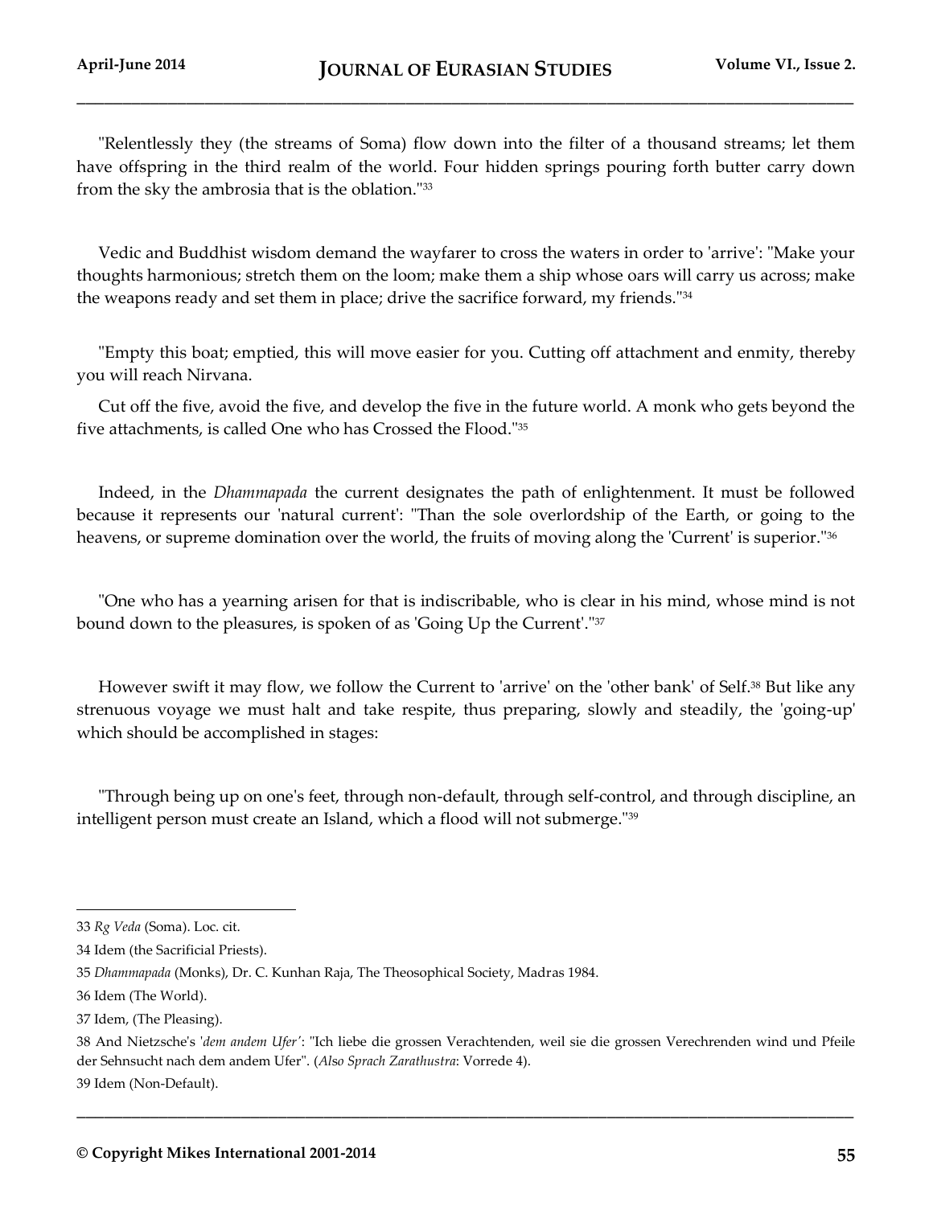"Relentlessly they (the streams of Soma) flow down into the filter of a thousand streams; let them have offspring in the third realm of the world. Four hidden springs pouring forth butter carry down from the sky the ambrosia that is the oblation."[33]

Vedic and Buddhist wisdom demand the wayfarer to cross the waters in order to 'arrive': "Make your thoughts harmonious; stretch them on the loom; make them a ship whose oars will carry us across; make the weapons ready and set them in place; drive the sacrifice forward, my friends."[34]

"Empty this boat; emptied, this will move easier for you. Cutting off attachment and enmity, thereby you will reach Nirvana.

Cut off the five, avoid the five, and develop the five in the future world. A monk who gets beyond the five attachments, is called One who has Crossed the Flood."[35]

Indeed, in the *Dhammapada* the current designates the path of enlightenment. It must be followed because it represents our 'natural current': "Than the sole overlordship of the Earth, or going to the heavens, or supreme domination over the world, the fruits of moving along the 'Current' is superior."[36]

"One who has a yearning arisen for that is indiscribable, who is clear in his mind, whose mind is not bound down to the pleasures, is spoken of as 'Going Up the Current'."[37]

However swift it may flow, we follow the Current to 'arrive' on the 'other bank' of Self.[38] But like any strenuous voyage we must halt and take respite, thus preparing, slowly and steadily, the 'going-up' which should be accomplished in stages:

"Through being up on one's feet, through non-default, through self-control, and through discipline, an intelligent person must create an Island, which a flood will not submerge."[39]

---

33 *Rg Veda* (Soma). Loc. cit.

34 Idem (the Sacrificial Priests).

35 *Dhammapada* (Monks), Dr. C. Kunhan Raja, The Theosophical Society, Madras 1984.

36 Idem (The World).

37 Idem, (The Pleasing).

38 And Nietzsche's '*dem andem Ufer'*: "Ich liebe die grossen Verachtenden, weil sie die grossen Verechrenden wind und Pfeile der Sehnsucht nach dem andem Ufer". (*Also Sprach Zarathustra*: Vorrede 4).

39 Idem (Non-Default).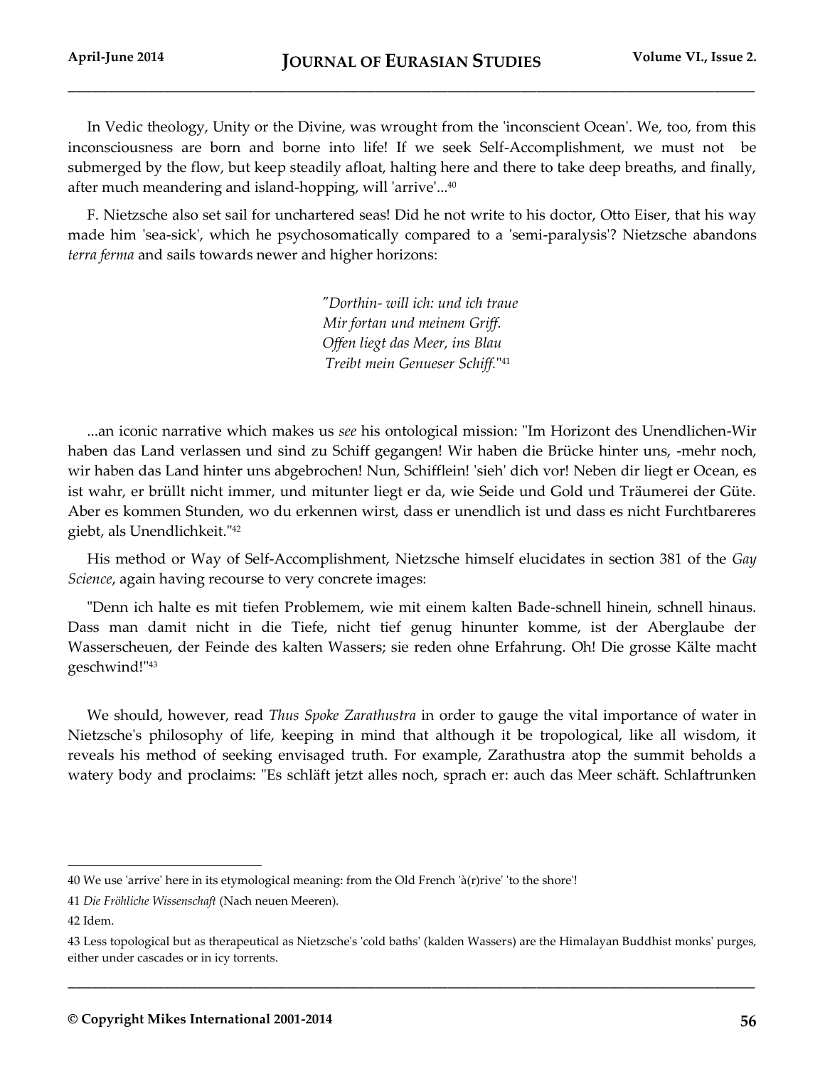In Vedic theology, Unity or the Divine, was wrought from the 'inconscient Ocean'. We, too, from this inconsciousness are born and borne into life! If we seek Self-Accomplishment, we must not be submerged by the flow, but keep steadily afloat, halting here and there to take deep breaths, and finally, after much meandering and island-hopping, will 'arrive'...[40]

F. Nietzsche also set sail for unchartered seas! Did he not write to his doctor, Otto Eiser, that his way made him 'sea-sick', which he psychosomatically compared to a 'semi-paralysis'? Nietzsche abandons *terra ferma* and sails towards newer and higher horizons:

> "*Dorthin- will ich: und ich traue*
> *Mir fortan und meinem Griff.*
> *Offen liegt das Meer, ins Blau*
> *Treibt mein Genueser Schiff.*"[41]

...an iconic narrative which makes us *see* his ontological mission: "Im Horizont des Unendlichen-Wir haben das Land verlassen und sind zu Schiff gegangen! Wir haben die Brücke hinter uns, -mehr noch, wir haben das Land hinter uns abgebrochen! Nun, Schifflein! 'sieh' dich vor! Neben dir liegt er Ocean, es ist wahr, er brüllt nicht immer, und mitunter liegt er da, wie Seide und Gold und Träumerei der Güte. Aber es kommen Stunden, wo du erkennen wirst, dass er unendlich ist und dass es nicht Furchtbareres giebt, als Unendlichkeit."[42]

His method or Way of Self-Accomplishment, Nietzsche himself elucidates in section 381 of the *Gay Science*, again having recourse to very concrete images:

"Denn ich halte es mit tiefen Problemem, wie mit einem kalten Bade-schnell hinein, schnell hinaus. Dass man damit nicht in die Tiefe, nicht tief genug hinunter komme, ist der Aberglaube der Wasserscheuen, der Feinde des kalten Wassers; sie reden ohne Erfahrung. Oh! Die grosse Kälte macht geschwind!"[43]

We should, however, read *Thus Spoke Zarathustra* in order to gauge the vital importance of water in Nietzsche's philosophy of life, keeping in mind that although it be tropological, like all wisdom, it reveals his method of seeking envisaged truth. For example, Zarathustra atop the summit beholds a watery body and proclaims: "Es schläft jetzt alles noch, sprach er: auch das Meer schäft. Schlaftrunken

---

40 We use 'arrive' here in its etymological meaning: from the Old French 'à(r)rive' 'to the shore'!

41 *Die Fröhliche Wissenschaft* (Nach neuen Meeren).

42 Idem.

43 Less topological but as therapeutical as Nietzsche's 'cold baths' (kalden Wassers) are the Himalayan Buddhist monks' purges, either under cascades or in icy torrents.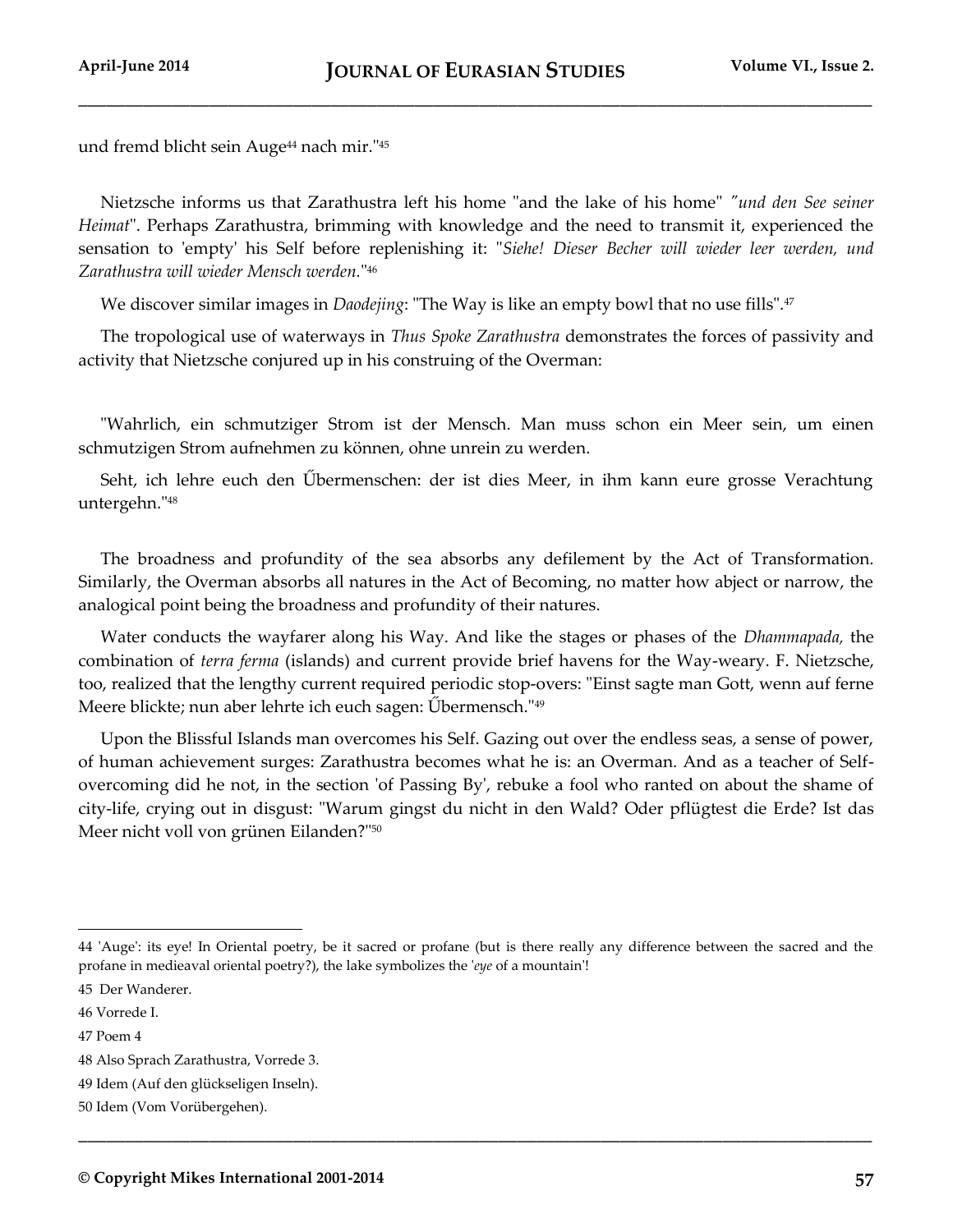und fremd blicht sein Auge[44] nach mir."[45]

Nietzsche informs us that Zarathustra left his home "and the lake of his home" *"und den See seiner Heimat*". Perhaps Zarathustra, brimming with knowledge and the need to transmit it, experienced the sensation to 'empty' his Self before replenishing it: "*Siehe! Dieser Becher will wieder leer werden, und Zarathustra will wieder Mensch werden.*"[46]

We discover similar images in *Daodejing*: "The Way is like an empty bowl that no use fills".[47]

The tropological use of waterways in *Thus Spoke Zarathustra* demonstrates the forces of passivity and activity that Nietzsche conjured up in his construing of the Overman:

"Wahrlich, ein schmutziger Strom ist der Mensch. Man muss schon ein Meer sein, um einen schmutzigen Strom aufnehmen zu können, ohne unrein zu werden.

Seht, ich lehre euch den Űbermenschen: der ist dies Meer, in ihm kann eure grosse Verachtung untergehn."[48]

The broadness and profundity of the sea absorbs any defilement by the Act of Transformation. Similarly, the Overman absorbs all natures in the Act of Becoming, no matter how abject or narrow, the analogical point being the broadness and profundity of their natures.

Water conducts the wayfarer along his Way. And like the stages or phases of the *Dhammapada,* the combination of *terra ferma* (islands) and current provide brief havens for the Way-weary. F. Nietzsche, too, realized that the lengthy current required periodic stop-overs: "Einst sagte man Gott, wenn auf ferne Meere blickte; nun aber lehrte ich euch sagen: Űbermensch."[49]

Upon the Blissful Islands man overcomes his Self. Gazing out over the endless seas, a sense of power, of human achievement surges: Zarathustra becomes what he is: an Overman. And as a teacher of Self-overcoming did he not, in the section 'of Passing By', rebuke a fool who ranted on about the shame of city-life, crying out in disgust: "Warum gingst du nicht in den Wald? Oder pflügtest die Erde? Ist das Meer nicht voll von grünen Eilanden?"[50]

---

44 'Auge': its eye! In Oriental poetry, be it sacred or profane (but is there really any difference between the sacred and the profane in medieaval oriental poetry?), the lake symbolizes the '*eye* of a mountain'!

45 Der Wanderer.

46 Vorrede I.

47 Poem 4

48 Also Sprach Zarathustra, Vorrede 3.

49 Idem (Auf den glückseligen Inseln).

50 Idem (Vom Vorübergehen).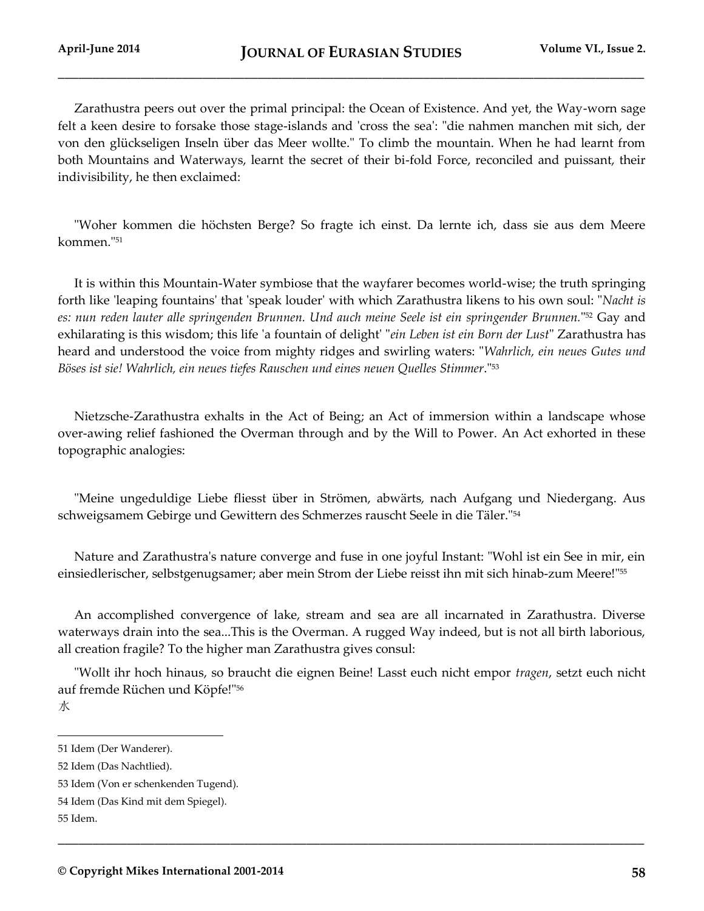Zarathustra peers out over the primal principal: the Ocean of Existence. And yet, the Way-worn sage felt a keen desire to forsake those stage-islands and 'cross the sea': "die nahmen manchen mit sich, der von den glückseligen Inseln über das Meer wollte." To climb the mountain. When he had learnt from both Mountains and Waterways, learnt the secret of their bi-fold Force, reconciled and puissant, their indivisibility, he then exclaimed:

"Woher kommen die höchsten Berge? So fragte ich einst. Da lernte ich, dass sie aus dem Meere kommen."[51]

It is within this Mountain-Water symbiose that the wayfarer becomes world-wise; the truth springing forth like 'leaping fountains' that 'speak louder' with which Zarathustra likens to his own soul: "*Nacht is es: nun reden lauter alle springenden Brunnen. Und auch meine Seele ist ein springender Brunnen.*"[52] Gay and exhilarating is this wisdom; this life 'a fountain of delight' "*ein Leben ist ein Born der Lust*" Zarathustra has heard and understood the voice from mighty ridges and swirling waters: "*Wahrlich, ein neues Gutes und Böses ist sie! Wahrlich, ein neues tiefes Rauschen und eines neuen Quelles Stimmer*."[53]

Nietzsche-Zarathustra exhalts in the Act of Being; an Act of immersion within a landscape whose over-awing relief fashioned the Overman through and by the Will to Power. An Act exhorted in these topographic analogies:

"Meine ungeduldige Liebe fliesst über in Strömen, abwärts, nach Aufgang und Niedergang. Aus schweigsamem Gebirge und Gewittern des Schmerzes rauscht Seele in die Täler."[54]

Nature and Zarathustra's nature converge and fuse in one joyful Instant: "Wohl ist ein See in mir, ein einsiedlerischer, selbstgenugsamer; aber mein Strom der Liebe reisst ihn mit sich hinab-zum Meere!"[55]

An accomplished convergence of lake, stream and sea are all incarnated in Zarathustra. Diverse waterways drain into the sea...This is the Overman. A rugged Way indeed, but is not all birth laborious, all creation fragile? To the higher man Zarathustra gives consul:

"Wollt ihr hoch hinaus, so braucht die eignen Beine! Lasst euch nicht empor *tragen*, setzt euch nicht auf fremde Rüchen und Köpfe!"[56]

水

---

51 Idem (Der Wanderer).

52 Idem (Das Nachtlied).

53 Idem (Von er schenkenden Tugend).

54 Idem (Das Kind mit dem Spiegel).

55 Idem.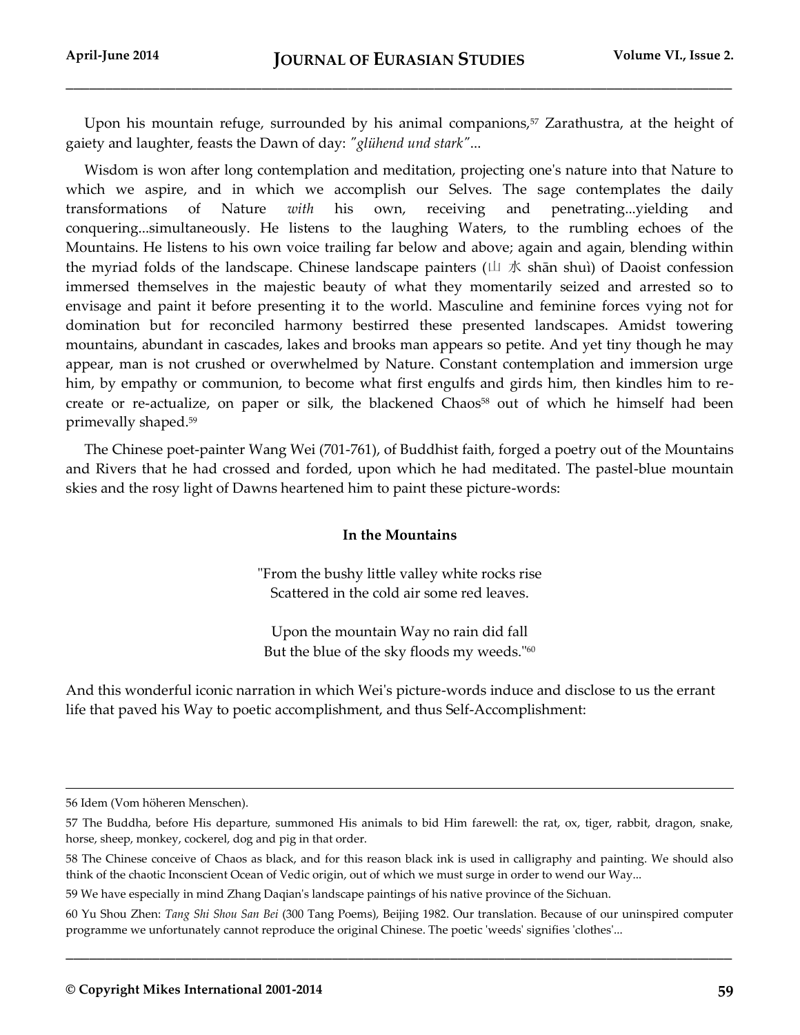Upon his mountain refuge, surrounded by his animal companions,[57] Zarathustra, at the height of gaiety and laughter, feasts the Dawn of day: *"glühend und stark"*...

Wisdom is won after long contemplation and meditation, projecting one's nature into that Nature to which we aspire, and in which we accomplish our Selves. The sage contemplates the daily transformations of Nature *with* his own, receiving and penetrating...yielding and conquering...simultaneously. He listens to the laughing Waters, to the rumbling echoes of the Mountains. He listens to his own voice trailing far below and above; again and again, blending within the myriad folds of the landscape. Chinese landscape painters (山 水 shān shuì) of Daoist confession immersed themselves in the majestic beauty of what they momentarily seized and arrested so to envisage and paint it before presenting it to the world. Masculine and feminine forces vying not for domination but for reconciled harmony bestirred these presented landscapes. Amidst towering mountains, abundant in cascades, lakes and brooks man appears so petite. And yet tiny though he may appear, man is not crushed or overwhelmed by Nature. Constant contemplation and immersion urge him, by empathy or communion, to become what first engulfs and girds him, then kindles him to re-create or re-actualize, on paper or silk, the blackened Chaos[58] out of which he himself had been primevally shaped.[59]

The Chinese poet-painter Wang Wei (701-761), of Buddhist faith, forged a poetry out of the Mountains and Rivers that he had crossed and forded, upon which he had meditated. The pastel-blue mountain skies and the rosy light of Dawns heartened him to paint these picture-words:

**In the Mountains**

"From the bushy little valley white rocks rise  
Scattered in the cold air some red leaves.

Upon the mountain Way no rain did fall  
But the blue of the sky floods my weeds."[60]

And this wonderful iconic narration in which Wei's picture-words induce and disclose to us the errant life that paved his Way to poetic accomplishment, and thus Self-Accomplishment:

---

56 Idem (Vom höheren Menschen).

57 The Buddha, before His departure, summoned His animals to bid Him farewell: the rat, ox, tiger, rabbit, dragon, snake, horse, sheep, monkey, cockerel, dog and pig in that order.

58 The Chinese conceive of Chaos as black, and for this reason black ink is used in calligraphy and painting. We should also think of the chaotic Inconscient Ocean of Vedic origin, out of which we must surge in order to wend our Way...

59 We have especially in mind Zhang Daqian's landscape paintings of his native province of the Sichuan.

60 Yu Shou Zhen: *Tang Shi Shou San Bei* (300 Tang Poems), Beijing 1982. Our translation. Because of our uninspired computer programme we unfortunately cannot reproduce the original Chinese. The poetic 'weeds' signifies 'clothes'...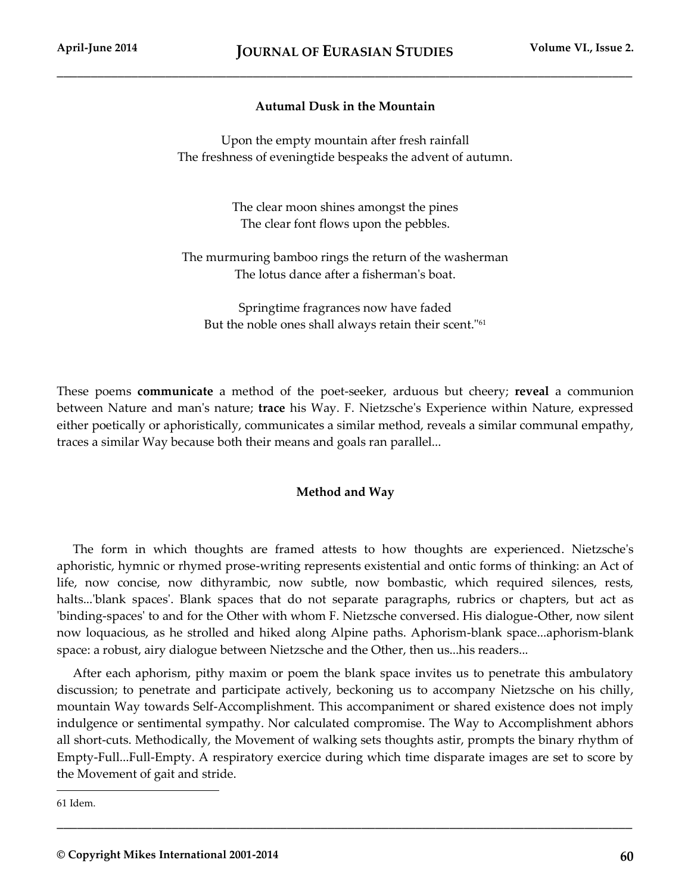**Autumal Dusk in the Mountain**

Upon the empty mountain after fresh rainfall
The freshness of eveningtide bespeaks the advent of autumn.

The clear moon shines amongst the pines
The clear font flows upon the pebbles.

The murmuring bamboo rings the return of the washerman
The lotus dance after a fisherman's boat.

Springtime fragrances now have faded
But the noble ones shall always retain their scent."[61]

These poems **communicate** a method of the poet-seeker, arduous but cheery; **reveal** a communion between Nature and man's nature; **trace** his Way. F. Nietzsche's Experience within Nature, expressed either poetically or aphoristically, communicates a similar method, reveals a similar communal empathy, traces a similar Way because both their means and goals ran parallel...

## Method and Way

The form in which thoughts are framed attests to how thoughts are experienced. Nietzsche's aphoristic, hymnic or rhymed prose-writing represents existential and ontic forms of thinking: an Act of life, now concise, now dithyrambic, now subtle, now bombastic, which required silences, rests, halts...'blank spaces'. Blank spaces that do not separate paragraphs, rubrics or chapters, but act as 'binding-spaces' to and for the Other with whom F. Nietzsche conversed. His dialogue-Other, now silent now loquacious, as he strolled and hiked along Alpine paths. Aphorism-blank space...aphorism-blank space: a robust, airy dialogue between Nietzsche and the Other, then us...his readers...

After each aphorism, pithy maxim or poem the blank space invites us to penetrate this ambulatory discussion; to penetrate and participate actively, beckoning us to accompany Nietzsche on his chilly, mountain Way towards Self-Accomplishment. This accompaniment or shared existence does not imply indulgence or sentimental sympathy. Nor calculated compromise. The Way to Accomplishment abhors all short-cuts. Methodically, the Movement of walking sets thoughts astir, prompts the binary rhythm of Empty-Full...Full-Empty. A respiratory exercice during which time disparate images are set to score by the Movement of gait and stride.

---

61 Idem.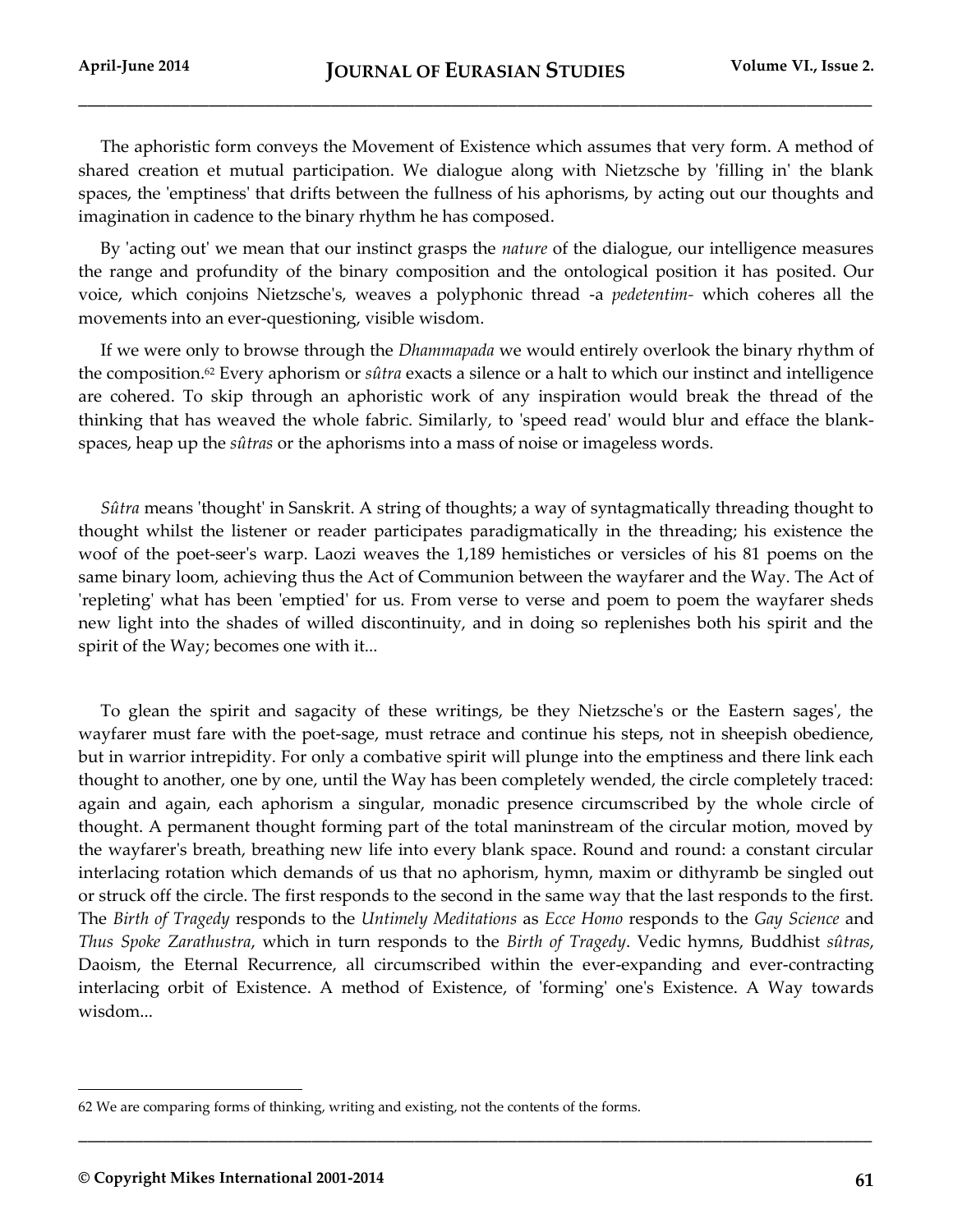The aphoristic form conveys the Movement of Existence which assumes that very form. A method of shared creation et mutual participation. We dialogue along with Nietzsche by 'filling in' the blank spaces, the 'emptiness' that drifts between the fullness of his aphorisms, by acting out our thoughts and imagination in cadence to the binary rhythm he has composed.

By 'acting out' we mean that our instinct grasps the *nature* of the dialogue, our intelligence measures the range and profundity of the binary composition and the ontological position it has posited. Our voice, which conjoins Nietzsche's, weaves a polyphonic thread -a *pedetentim-* which coheres all the movements into an ever-questioning, visible wisdom.

If we were only to browse through the *Dhammapada* we would entirely overlook the binary rhythm of the composition.[62] Every aphorism or *sûtra* exacts a silence or a halt to which our instinct and intelligence are cohered. To skip through an aphoristic work of any inspiration would break the thread of the thinking that has weaved the whole fabric. Similarly, to 'speed read' would blur and efface the blank-spaces, heap up the *sûtras* or the aphorisms into a mass of noise or imageless words.

*Sûtra* means 'thought' in Sanskrit. A string of thoughts; a way of syntagmatically threading thought to thought whilst the listener or reader participates paradigmatically in the threading; his existence the woof of the poet-seer's warp. Laozi weaves the 1,189 hemistiches or versicles of his 81 poems on the same binary loom, achieving thus the Act of Communion between the wayfarer and the Way. The Act of 'repleting' what has been 'emptied' for us. From verse to verse and poem to poem the wayfarer sheds new light into the shades of willed discontinuity, and in doing so replenishes both his spirit and the spirit of the Way; becomes one with it...

To glean the spirit and sagacity of these writings, be they Nietzsche's or the Eastern sages', the wayfarer must fare with the poet-sage, must retrace and continue his steps, not in sheepish obedience, but in warrior intrepidity. For only a combative spirit will plunge into the emptiness and there link each thought to another, one by one, until the Way has been completely wended, the circle completely traced: again and again, each aphorism a singular, monadic presence circumscribed by the whole circle of thought. A permanent thought forming part of the total maninstream of the circular motion, moved by the wayfarer's breath, breathing new life into every blank space. Round and round: a constant circular interlacing rotation which demands of us that no aphorism, hymn, maxim or dithyramb be singled out or struck off the circle. The first responds to the second in the same way that the last responds to the first. The *Birth of Tragedy* responds to the *Untimely Meditations* as *Ecce Homo* responds to the *Gay Science* and *Thus Spoke Zarathustra*, which in turn responds to the *Birth of Tragedy*. Vedic hymns, Buddhist *sûtras*, Daoism, the Eternal Recurrence, all circumscribed within the ever-expanding and ever-contracting interlacing orbit of Existence. A method of Existence, of 'forming' one's Existence. A Way towards wisdom...

---

[62] We are comparing forms of thinking, writing and existing, not the contents of the forms.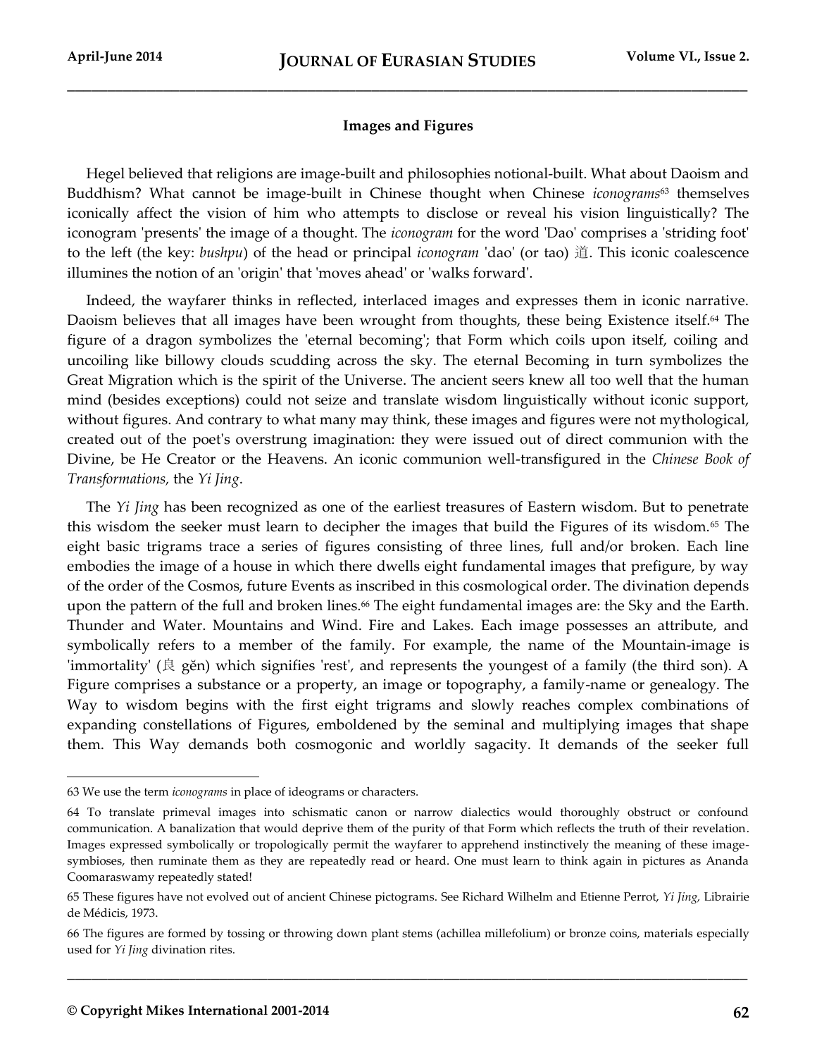**Images and Figures**

Hegel believed that religions are image-built and philosophies notional-built. What about Daoism and Buddhism? What cannot be image-built in Chinese thought when Chinese *iconograms*[63] themselves iconically affect the vision of him who attempts to disclose or reveal his vision linguistically? The iconogram 'presents' the image of a thought. The *iconogram* for the word 'Dao' comprises a 'striding foot' to the left (the key: *bushpu*) of the head or principal *iconogram* 'dao' (or tao) 道. This iconic coalescence illumines the notion of an 'origin' that 'moves ahead' or 'walks forward'.

Indeed, the wayfarer thinks in reflected, interlaced images and expresses them in iconic narrative. Daoism believes that all images have been wrought from thoughts, these being Existence itself.[64] The figure of a dragon symbolizes the 'eternal becoming'; that Form which coils upon itself, coiling and uncoiling like billowy clouds scudding across the sky. The eternal Becoming in turn symbolizes the Great Migration which is the spirit of the Universe. The ancient seers knew all too well that the human mind (besides exceptions) could not seize and translate wisdom linguistically without iconic support, without figures. And contrary to what many may think, these images and figures were not mythological, created out of the poet's overstrung imagination: they were issued out of direct communion with the Divine, be He Creator or the Heavens. An iconic communion well-transfigured in the *Chinese Book of Transformations*, the *Yi Jing*.

The *Yi Jing* has been recognized as one of the earliest treasures of Eastern wisdom. But to penetrate this wisdom the seeker must learn to decipher the images that build the Figures of its wisdom.[65] The eight basic trigrams trace a series of figures consisting of three lines, full and/or broken. Each line embodies the image of a house in which there dwells eight fundamental images that prefigure, by way of the order of the Cosmos, future Events as inscribed in this cosmological order. The divination depends upon the pattern of the full and broken lines.[66] The eight fundamental images are: the Sky and the Earth. Thunder and Water. Mountains and Wind. Fire and Lakes. Each image possesses an attribute, and symbolically refers to a member of the family. For example, the name of the Mountain-image is 'immortality' (艮 gěn) which signifies 'rest', and represents the youngest of a family (the third son). A Figure comprises a substance or a property, an image or topography, a family-name or genealogy. The Way to wisdom begins with the first eight trigrams and slowly reaches complex combinations of expanding constellations of Figures, emboldened by the seminal and multiplying images that shape them. This Way demands both cosmogonic and worldly sagacity. It demands of the seeker full

---

63 We use the term *iconograms* in place of ideograms or characters.

64 To translate primeval images into schismatic canon or narrow dialectics would thoroughly obstruct or confound communication. A banalization that would deprive them of the purity of that Form which reflects the truth of their revelation. Images expressed symbolically or tropologically permit the wayfarer to apprehend instinctively the meaning of these image-symbioses, then ruminate them as they are repeatedly read or heard. One must learn to think again in pictures as Ananda Coomaraswamy repeatedly stated!

65 These figures have not evolved out of ancient Chinese pictograms. See Richard Wilhelm and Etienne Perrot, *Yi Jing*, Librairie de Médicis, 1973.

66 The figures are formed by tossing or throwing down plant stems (achillea millefolium) or bronze coins, materials especially used for *Yi Jing* divination rites.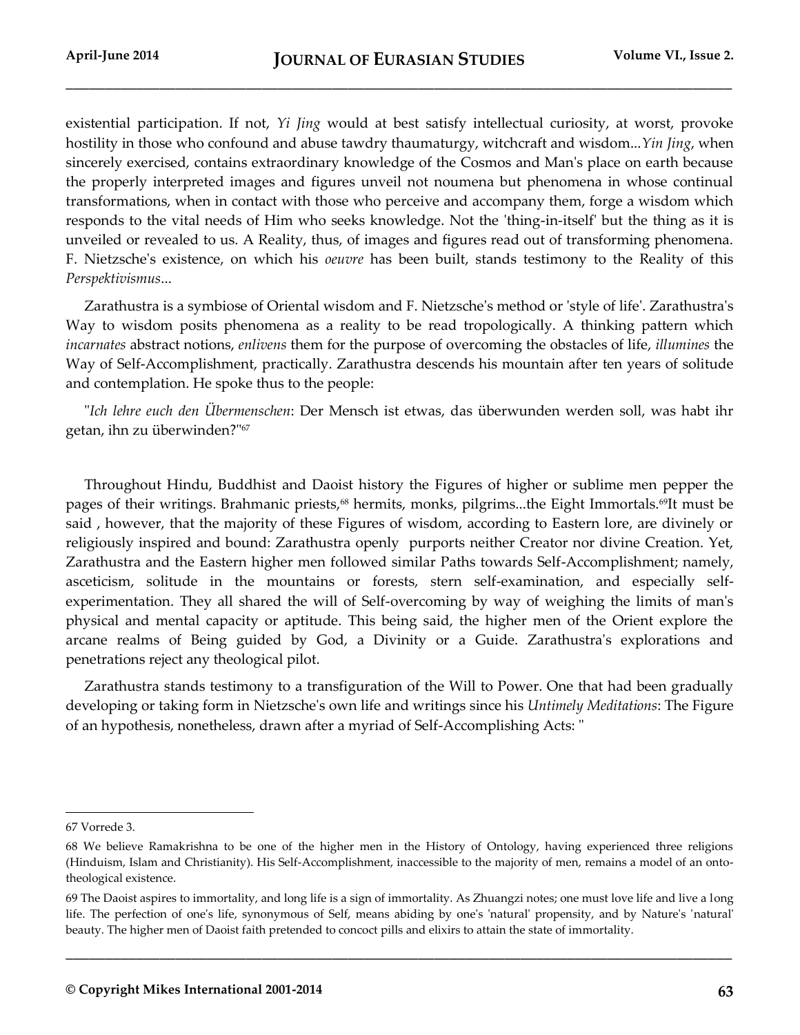existential participation. If not, *Yi Jing* would at best satisfy intellectual curiosity, at worst, provoke hostility in those who confound and abuse tawdry thaumaturgy, witchcraft and wisdom...*Yin Jing*, when sincerely exercised, contains extraordinary knowledge of the Cosmos and Man's place on earth because the properly interpreted images and figures unveil not noumena but phenomena in whose continual transformations, when in contact with those who perceive and accompany them, forge a wisdom which responds to the vital needs of Him who seeks knowledge. Not the 'thing-in-itself' but the thing as it is unveiled or revealed to us. A Reality, thus, of images and figures read out of transforming phenomena. F. Nietzsche's existence, on which his *oeuvre* has been built, stands testimony to the Reality of this *Perspektivismus*...

Zarathustra is a symbiose of Oriental wisdom and F. Nietzsche's method or 'style of life'. Zarathustra's Way to wisdom posits phenomena as a reality to be read tropologically. A thinking pattern which *incarnates* abstract notions, *enlivens* them for the purpose of overcoming the obstacles of life, *illumines* the Way of Self-Accomplishment, practically. Zarathustra descends his mountain after ten years of solitude and contemplation. He spoke thus to the people:

"*Ich lehre euch den Übermenschen*: Der Mensch ist etwas, das überwunden werden soll, was habt ihr getan, ihn zu überwinden?"[67]

Throughout Hindu, Buddhist and Daoist history the Figures of higher or sublime men pepper the pages of their writings. Brahmanic priests,[68] hermits, monks, pilgrims...the Eight Immortals.[69]It must be said , however, that the majority of these Figures of wisdom, according to Eastern lore, are divinely or religiously inspired and bound: Zarathustra openly purports neither Creator nor divine Creation. Yet, Zarathustra and the Eastern higher men followed similar Paths towards Self-Accomplishment; namely, asceticism, solitude in the mountains or forests, stern self-examination, and especially self-experimentation. They all shared the will of Self-overcoming by way of weighing the limits of man's physical and mental capacity or aptitude. This being said, the higher men of the Orient explore the arcane realms of Being guided by God, a Divinity or a Guide. Zarathustra's explorations and penetrations reject any theological pilot.

Zarathustra stands testimony to a transfiguration of the Will to Power. One that had been gradually developing or taking form in Nietzsche's own life and writings since his *Untimely Meditations*: The Figure of an hypothesis, nonetheless, drawn after a myriad of Self-Accomplishing Acts: "

---

67 Vorrede 3.

68 We believe Ramakrishna to be one of the higher men in the History of Ontology, having experienced three religions (Hinduism, Islam and Christianity). His Self-Accomplishment, inaccessible to the majority of men, remains a model of an onto-theological existence.

69 The Daoist aspires to immortality, and long life is a sign of immortality. As Zhuangzi notes; one must love life and live a long life. The perfection of one's life, synonymous of Self, means abiding by one's 'natural' propensity, and by Nature's 'natural' beauty. The higher men of Daoist faith pretended to concoct pills and elixirs to attain the state of immortality.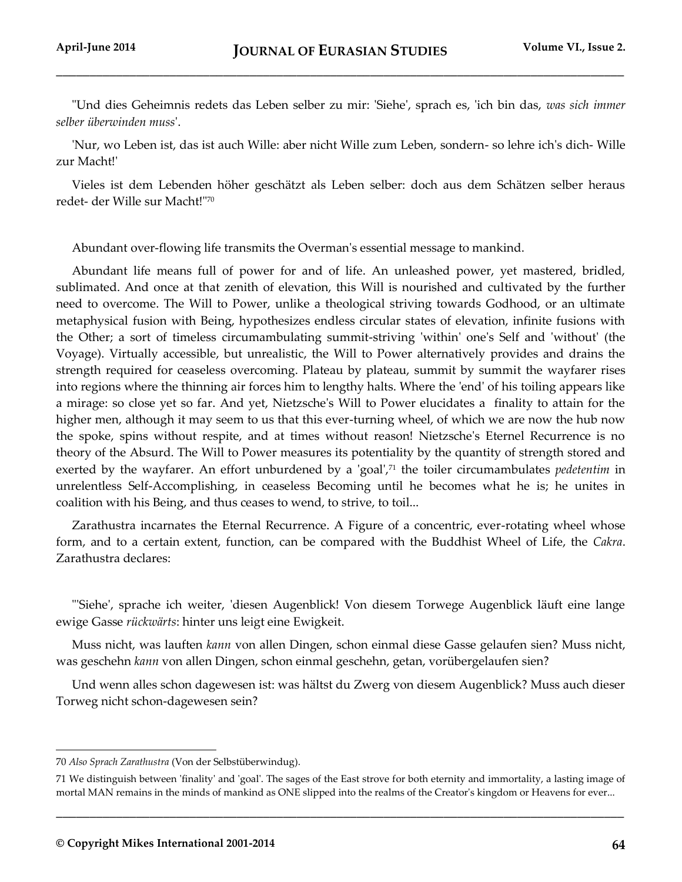"Und dies Geheimnis redets das Leben selber zu mir: 'Siehe', sprach es, 'ich bin das, *was sich immer selber überwinden muss*'.

'Nur, wo Leben ist, das ist auch Wille: aber nicht Wille zum Leben, sondern- so lehre ich's dich- Wille zur Macht!'

Vieles ist dem Lebenden höher geschätzt als Leben selber: doch aus dem Schätzen selber heraus redet- der Wille sur Macht!"[70]

Abundant over-flowing life transmits the Overman's essential message to mankind.

Abundant life means full of power for and of life. An unleashed power, yet mastered, bridled, sublimated. And once at that zenith of elevation, this Will is nourished and cultivated by the further need to overcome. The Will to Power, unlike a theological striving towards Godhood, or an ultimate metaphysical fusion with Being, hypothesizes endless circular states of elevation, infinite fusions with the Other; a sort of timeless circumambulating summit-striving 'within' one's Self and 'without' (the Voyage). Virtually accessible, but unrealistic, the Will to Power alternatively provides and drains the strength required for ceaseless overcoming. Plateau by plateau, summit by summit the wayfarer rises into regions where the thinning air forces him to lengthy halts. Where the 'end' of his toiling appears like a mirage: so close yet so far. And yet, Nietzsche's Will to Power elucidates a finality to attain for the higher men, although it may seem to us that this ever-turning wheel, of which we are now the hub now the spoke, spins without respite, and at times without reason! Nietzsche's Eternel Recurrence is no theory of the Absurd. The Will to Power measures its potentiality by the quantity of strength stored and exerted by the wayfarer. An effort unburdened by a 'goal',[71] the toiler circumambulates *pedetentim* in unrelentless Self-Accomplishing, in ceaseless Becoming until he becomes what he is; he unites in coalition with his Being, and thus ceases to wend, to strive, to toil...

Zarathustra incarnates the Eternal Recurrence. A Figure of a concentric, ever-rotating wheel whose form, and to a certain extent, function, can be compared with the Buddhist Wheel of Life, the *Cakra*. Zarathustra declares:

"'Siehe', sprache ich weiter, 'diesen Augenblick! Von diesem Torwege Augenblick läuft eine lange ewige Gasse *rückwärts*: hinter uns leigt eine Ewigkeit.

Muss nicht, was lauften *kann* von allen Dingen, schon einmal diese Gasse gelaufen sien? Muss nicht, was geschehn *kann* von allen Dingen, schon einmal geschehn, getan, vorübergelaufen sien?

Und wenn alles schon dagewesen ist: was hältst du Zwerg von diesem Augenblick? Muss auch dieser Torweg nicht schon-dagewesen sein?

---

70 *Also Sprach Zarathustra* (Von der Selbstüberwindug).

71 We distinguish between 'finality' and 'goal'. The sages of the East strove for both eternity and immortality, a lasting image of mortal MAN remains in the minds of mankind as ONE slipped into the realms of the Creator's kingdom or Heavens for ever...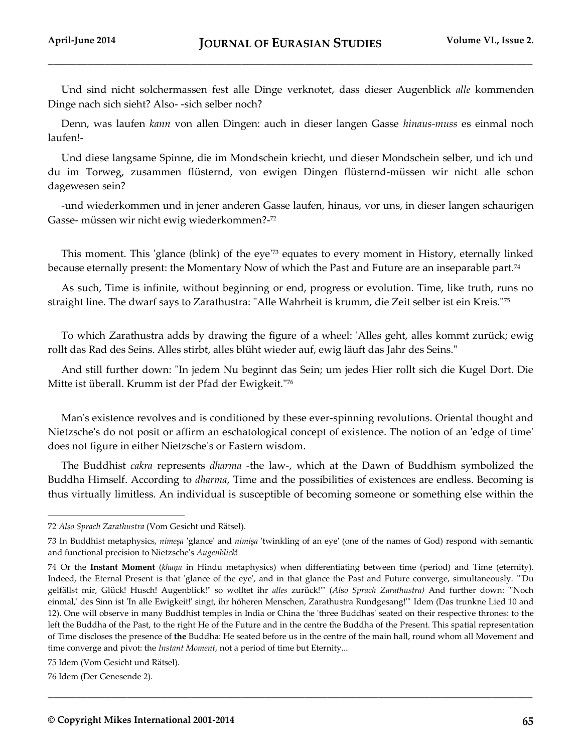Und sind nicht solchermassen fest alle Dinge verknotet, dass dieser Augenblick *alle* kommenden Dinge nach sich sieht? Also- -sich selber noch?

Denn, was laufen *kann* von allen Dingen: auch in dieser langen Gasse *hinaus-muss* es einmal noch laufen!-

Und diese langsame Spinne, die im Mondschein kriecht, und dieser Mondschein selber, und ich und du im Torweg, zusammen flüsternd, von ewigen Dingen flüsternd-müssen wir nicht alle schon dagewesen sein?

-und wiederkommen und in jener anderen Gasse laufen, hinaus, vor uns, in dieser langen schaurigen Gasse- müssen wir nicht ewig wiederkommen?-[72]

This moment. This 'glance (blink) of the eye'[73] equates to every moment in History, eternally linked because eternally present: the Momentary Now of which the Past and Future are an inseparable part.[74]

As such, Time is infinite, without beginning or end, progress or evolution. Time, like truth, runs no straight line. The dwarf says to Zarathustra: "Alle Wahrheit is krumm, die Zeit selber ist ein Kreis."[75]

To which Zarathustra adds by drawing the figure of a wheel: 'Alles geht, alles kommt zurück; ewig rollt das Rad des Seins. Alles stirbt, alles blüht wieder auf, ewig läuft das Jahr des Seins."

And still further down: "In jedem Nu beginnt das Sein; um jedes Hier rollt sich die Kugel Dort. Die Mitte ist überall. Krumm ist der Pfad der Ewigkeit."[76]

Man's existence revolves and is conditioned by these ever-spinning revolutions. Oriental thought and Nietzsche's do not posit or affirm an eschatological concept of existence. The notion of an 'edge of time' does not figure in either Nietzsche's or Eastern wisdom.

The Buddhist *cakra* represents *dharma* -the law-, which at the Dawn of Buddhism symbolized the Buddha Himself. According to *dharma*, Time and the possibilities of existences are endless. Becoming is thus virtually limitless. An individual is susceptible of becoming someone or something else within the

---

72 *Also Sprach Zarathustra* (Vom Gesicht und Rätsel).

73 In Buddhist metaphysics, *nimeṣa* 'glance' and *nimiṣa* 'twinkling of an eye' (one of the names of God) respond with semantic and functional precision to Nietzsche's *Augenblick*!

74 Or the **Instant Moment** (*khaṇa* in Hindu metaphysics) when differentiating between time (period) and Time (eternity). Indeed, the Eternal Present is that 'glance of the eye', and in that glance the Past and Future converge, simultaneously. "'Du gefällst mir, Glück! Husch! Augenblick!" so wolltet ihr *alles* zurück!'" (*Also Sprach Zarathustra)* And further down: "'Noch einmal,' des Sinn ist 'In alle Ewigkeit!' singt, ihr höheren Menschen, Zarathustra Rundgesang!'" Idem (Das trunkne Lied 10 and 12). One will observe in many Buddhist temples in India or China the 'three Buddhas' seated on their respective thrones: to the left the Buddha of the Past, to the right He of the Future and in the centre the Buddha of the Present. This spatial representation of Time discloses the presence of **the** Buddha: He seated before us in the centre of the main hall, round whom all Movement and time converge and pivot: the *Instant Moment*, not a period of time but Eternity...

75 Idem (Vom Gesicht und Rätsel).

76 Idem (Der Genesende 2).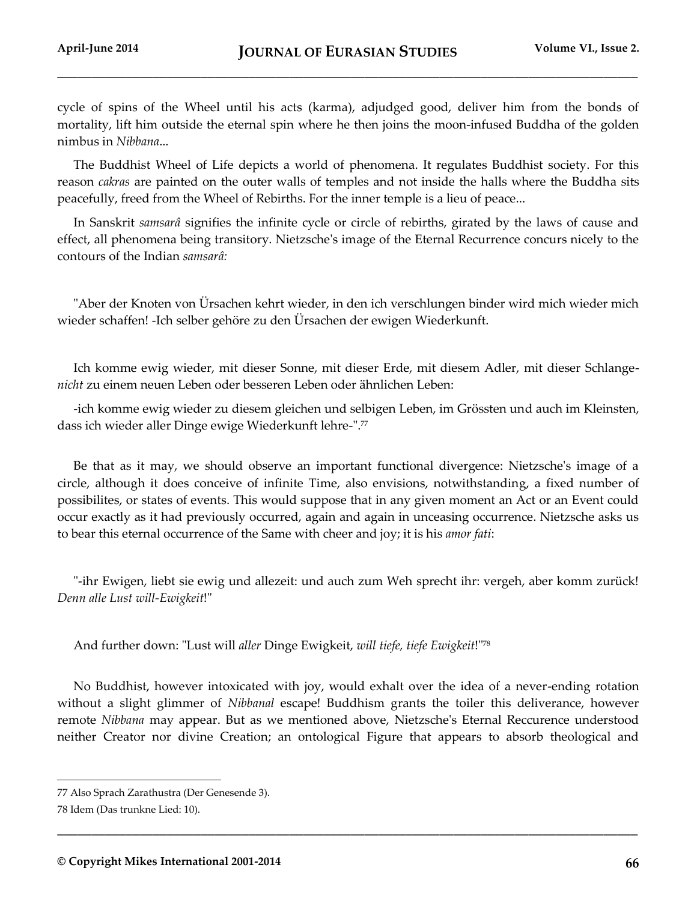cycle of spins of the Wheel until his acts (karma), adjudged good, deliver him from the bonds of mortality, lift him outside the eternal spin where he then joins the moon-infused Buddha of the golden nimbus in *Nibbana*...

The Buddhist Wheel of Life depicts a world of phenomena. It regulates Buddhist society. For this reason *cakras* are painted on the outer walls of temples and not inside the halls where the Buddha sits peacefully, freed from the Wheel of Rebirths. For the inner temple is a lieu of peace...

In Sanskrit *samsarâ* signifies the infinite cycle or circle of rebirths, girated by the laws of cause and effect, all phenomena being transitory. Nietzsche's image of the Eternal Recurrence concurs nicely to the contours of the Indian *samsarâ:*

"Aber der Knoten von Ürsachen kehrt wieder, in den ich verschlungen binder wird mich wieder mich wieder schaffen! -Ich selber gehöre zu den Ürsachen der ewigen Wiederkunft.

Ich komme ewig wieder, mit dieser Sonne, mit dieser Erde, mit diesem Adler, mit dieser Schlange-*nicht* zu einem neuen Leben oder besseren Leben oder ähnlichen Leben:

-ich komme ewig wieder zu diesem gleichen und selbigen Leben, im Grössten und auch im Kleinsten, dass ich wieder aller Dinge ewige Wiederkunft lehre-".[77]

Be that as it may, we should observe an important functional divergence: Nietzsche's image of a circle, although it does conceive of infinite Time, also envisions, notwithstanding, a fixed number of possibilites, or states of events. This would suppose that in any given moment an Act or an Event could occur exactly as it had previously occurred, again and again in unceasing occurrence. Nietzsche asks us to bear this eternal occurrence of the Same with cheer and joy; it is his *amor fati*:

"-ihr Ewigen, liebt sie ewig und allezeit: und auch zum Weh sprecht ihr: vergeh, aber komm zurück! *Denn alle Lust will-Ewigkeit*!"

And further down: "Lust will *aller* Dinge Ewigkeit, *will tiefe, tiefe Ewigkeit*!"[78]

No Buddhist, however intoxicated with joy, would exhalt over the idea of a never-ending rotation without a slight glimmer of *Nibbanal* escape! Buddhism grants the toiler this deliverance, however remote *Nibbana* may appear. But as we mentioned above, Nietzsche's Eternal Reccurence understood neither Creator nor divine Creation; an ontological Figure that appears to absorb theological and

---

77 Also Sprach Zarathustra (Der Genesende 3).

78 Idem (Das trunkne Lied: 10).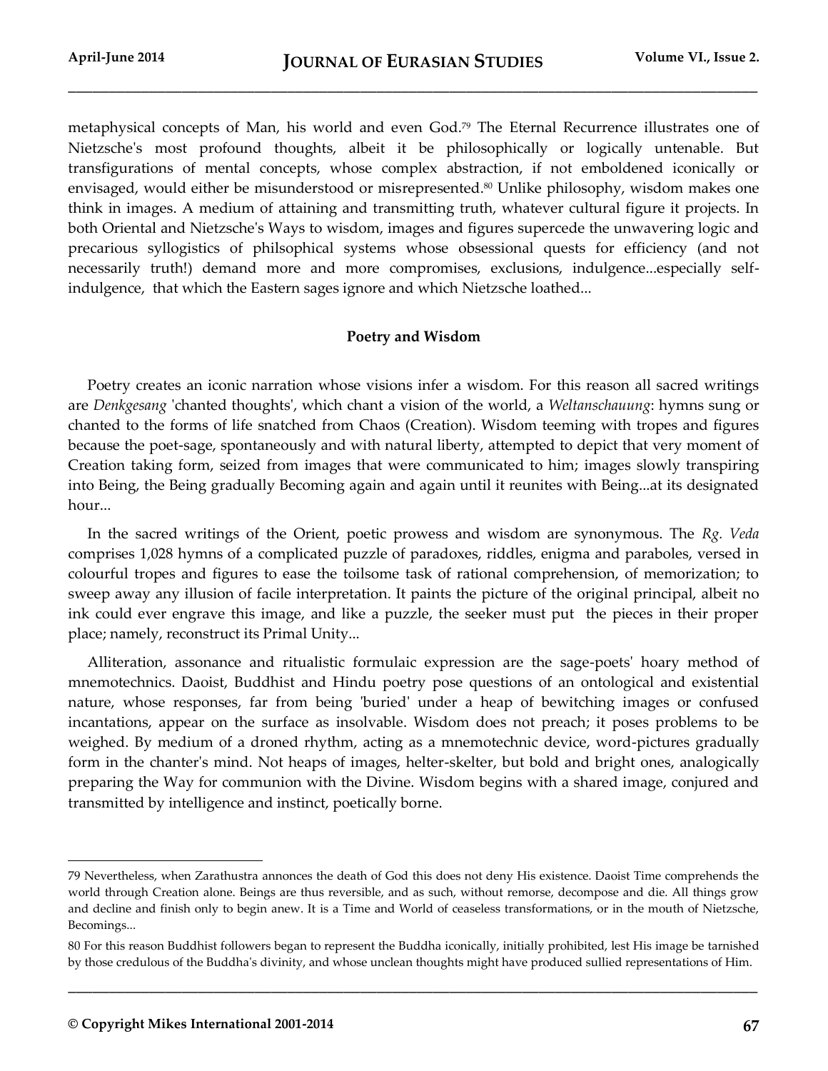metaphysical concepts of Man, his world and even God.[79] The Eternal Recurrence illustrates one of Nietzsche's most profound thoughts, albeit it be philosophically or logically untenable. But transfigurations of mental concepts, whose complex abstraction, if not emboldened iconically or envisaged, would either be misunderstood or misrepresented.[80] Unlike philosophy, wisdom makes one think in images. A medium of attaining and transmitting truth, whatever cultural figure it projects. In both Oriental and Nietzsche's Ways to wisdom, images and figures supercede the unwavering logic and precarious syllogistics of philsophical systems whose obsessional quests for efficiency (and not necessarily truth!) demand more and more compromises, exclusions, indulgence...especially self-indulgence, that which the Eastern sages ignore and which Nietzsche loathed...

### Poetry and Wisdom

Poetry creates an iconic narration whose visions infer a wisdom. For this reason all sacred writings are *Denkgesang* 'chanted thoughts', which chant a vision of the world, a *Weltanschauung*: hymns sung or chanted to the forms of life snatched from Chaos (Creation). Wisdom teeming with tropes and figures because the poet-sage, spontaneously and with natural liberty, attempted to depict that very moment of Creation taking form, seized from images that were communicated to him; images slowly transpiring into Being, the Being gradually Becoming again and again until it reunites with Being...at its designated hour...

In the sacred writings of the Orient, poetic prowess and wisdom are synonymous. The *Rg. Veda* comprises 1,028 hymns of a complicated puzzle of paradoxes, riddles, enigma and paraboles, versed in colourful tropes and figures to ease the toilsome task of rational comprehension, of memorization; to sweep away any illusion of facile interpretation. It paints the picture of the original principal, albeit no ink could ever engrave this image, and like a puzzle, the seeker must put the pieces in their proper place; namely, reconstruct its Primal Unity...

Alliteration, assonance and ritualistic formulaic expression are the sage-poets' hoary method of mnemotechnics. Daoist, Buddhist and Hindu poetry pose questions of an ontological and existential nature, whose responses, far from being 'buried' under a heap of bewitching images or confused incantations, appear on the surface as insolvable. Wisdom does not preach; it poses problems to be weighed. By medium of a droned rhythm, acting as a mnemotechnic device, word-pictures gradually form in the chanter's mind. Not heaps of images, helter-skelter, but bold and bright ones, analogically preparing the Way for communion with the Divine. Wisdom begins with a shared image, conjured and transmitted by intelligence and instinct, poetically borne.

---

79 Nevertheless, when Zarathustra annonces the death of God this does not deny His existence. Daoist Time comprehends the world through Creation alone. Beings are thus reversible, and as such, without remorse, decompose and die. All things grow and decline and finish only to begin anew. It is a Time and World of ceaseless transformations, or in the mouth of Nietzsche, Becomings...

80 For this reason Buddhist followers began to represent the Buddha iconically, initially prohibited, lest His image be tarnished by those credulous of the Buddha's divinity, and whose unclean thoughts might have produced sullied representations of Him.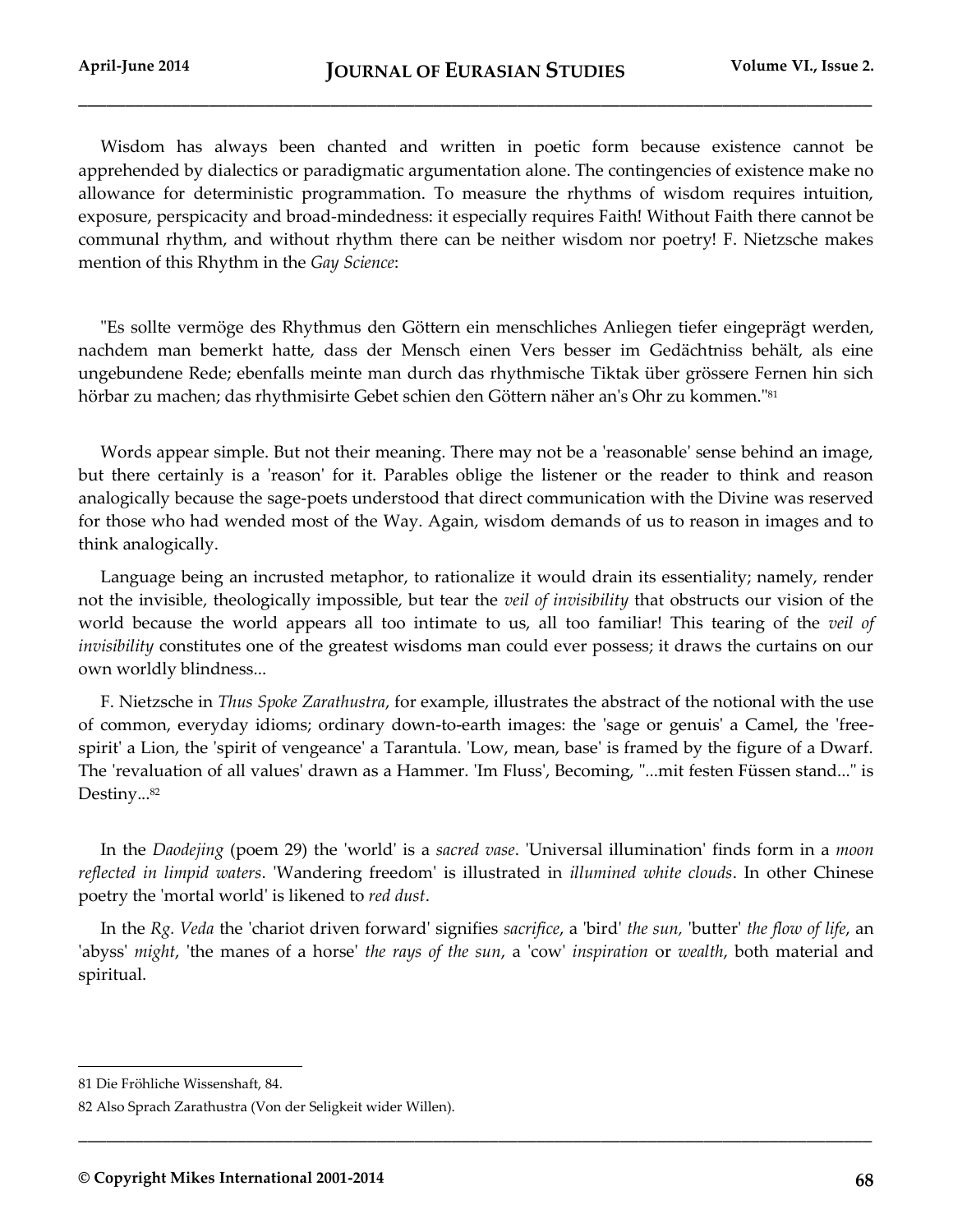Wisdom has always been chanted and written in poetic form because existence cannot be apprehended by dialectics or paradigmatic argumentation alone. The contingencies of existence make no allowance for deterministic programmation. To measure the rhythms of wisdom requires intuition, exposure, perspicacity and broad-mindedness: it especially requires Faith! Without Faith there cannot be communal rhythm, and without rhythm there can be neither wisdom nor poetry! F. Nietzsche makes mention of this Rhythm in the *Gay Science*:

"Es sollte vermöge des Rhythmus den Göttern ein menschliches Anliegen tiefer eingeprägt werden, nachdem man bemerkt hatte, dass der Mensch einen Vers besser im Gedächtniss behält, als eine ungebundene Rede; ebenfalls meinte man durch das rhythmische Tiktak über grössere Fernen hin sich hörbar zu machen; das rhythmisirte Gebet schien den Göttern näher an's Ohr zu kommen."[81]

Words appear simple. But not their meaning. There may not be a 'reasonable' sense behind an image, but there certainly is a 'reason' for it. Parables oblige the listener or the reader to think and reason analogically because the sage-poets understood that direct communication with the Divine was reserved for those who had wended most of the Way. Again, wisdom demands of us to reason in images and to think analogically.

Language being an incrusted metaphor, to rationalize it would drain its essentiality; namely, render not the invisible, theologically impossible, but tear the *veil of invisibility* that obstructs our vision of the world because the world appears all too intimate to us, all too familiar! This tearing of the *veil of invisibility* constitutes one of the greatest wisdoms man could ever possess; it draws the curtains on our own worldly blindness...

F. Nietzsche in *Thus Spoke Zarathustra*, for example, illustrates the abstract of the notional with the use of common, everyday idioms; ordinary down-to-earth images: the 'sage or genuis' a Camel, the 'free-spirit' a Lion, the 'spirit of vengeance' a Tarantula. 'Low, mean, base' is framed by the figure of a Dwarf. The 'revaluation of all values' drawn as a Hammer. 'Im Fluss', Becoming, "...mit festen Füssen stand..." is Destiny...[82]

In the *Daodejing* (poem 29) the 'world' is a *sacred vase*. 'Universal illumination' finds form in a *moon reflected in limpid waters*. 'Wandering freedom' is illustrated in *illumined white clouds*. In other Chinese poetry the 'mortal world' is likened to *red dust*.

In the *Rg. Veda* the 'chariot driven forward' signifies *sacrifice*, a 'bird' *the sun,* 'butter' *the flow of life*, an 'abyss' *might*, 'the manes of a horse' *the rays of the sun*, a 'cow' *inspiration* or *wealth*, both material and spiritual.

---

81 Die Fröhliche Wissenshaft, 84.

82 Also Sprach Zarathustra (Von der Seligkeit wider Willen).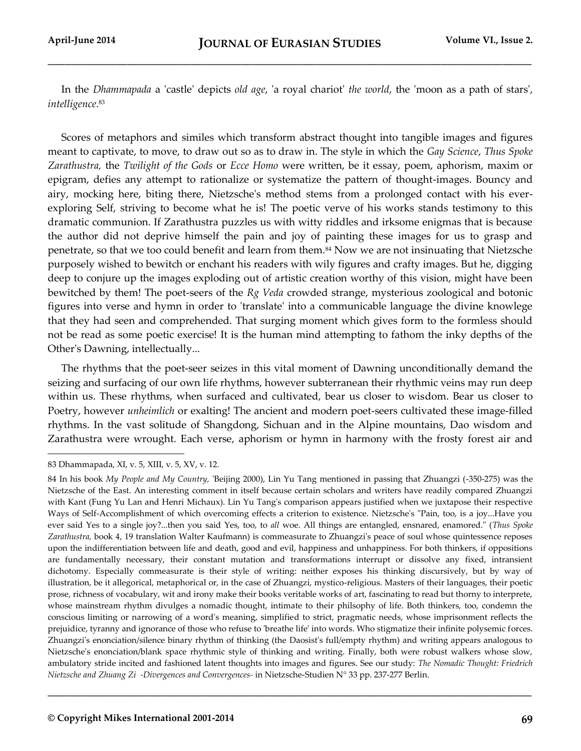In the *Dhammapada* a 'castle' depicts *old age*, 'a royal chariot' *the world*, the 'moon as a path of stars', *intelligence*.[83]

Scores of metaphors and similes which transform abstract thought into tangible images and figures meant to captivate, to move, to draw out so as to draw in. The style in which the *Gay Science*, *Thus Spoke Zarathustra,* the *Twilight of the Gods* or *Ecce Homo* were written, be it essay, poem, aphorism, maxim or epigram, defies any attempt to rationalize or systematize the pattern of thought-images. Bouncy and airy, mocking here, biting there, Nietzsche's method stems from a prolonged contact with his ever-exploring Self, striving to become what he is! The poetic verve of his works stands testimony to this dramatic communion. If Zarathustra puzzles us with witty riddles and irksome enigmas that is because the author did not deprive himself the pain and joy of painting these images for us to grasp and penetrate, so that we too could benefit and learn from them.[84] Now we are not insinuating that Nietzsche purposely wished to bewitch or enchant his readers with wily figures and crafty images. But he, digging deep to conjure up the images exploding out of artistic creation worthy of this vision, might have been bewitched by them! The poet-seers of the *Rg Veda* crowded strange, mysterious zoological and botonic figures into verse and hymn in order to 'translate' into a communicable language the divine knowlege that they had seen and comprehended. That surging moment which gives form to the formless should not be read as some poetic exercise! It is the human mind attempting to fathom the inky depths of the Other's Dawning, intellectually...

The rhythms that the poet-seer seizes in this vital moment of Dawning unconditionally demand the seizing and surfacing of our own life rhythms, however subterranean their rhythmic veins may run deep within us. These rhythms, when surfaced and cultivated, bear us closer to wisdom. Bear us closer to Poetry, however *unheimlich* or exalting! The ancient and modern poet-seers cultivated these image-filled rhythms. In the vast solitude of Shangdong, Sichuan and in the Alpine mountains, Dao wisdom and Zarathustra were wrought. Each verse, aphorism or hymn in harmony with the frosty forest air and

---

83 Dhammapada, XI, v. 5, XIII, v. 5, XV, v. 12.

84 In his book *My People and My Country,* 'Beijing 2000), Lin Yu Tang mentioned in passing that Zhuangzi (-350-275) was the Nietzsche of the East. An interesting comment in itself because certain scholars and writers have readily compared Zhuangzi with Kant (Fung Yu Lan and Henri Michaux). Lin Yu Tang's comparison appears justified when we juxtapose their respective Ways of Self-Accomplishment of which overcoming effects a criterion to existence. Nietzsche's "Pain, too, is a joy...Have you ever said Yes to a single joy?...then you said Yes, too, to *all* woe. All things are entangled, ensnared, enamored." (*Thus Spoke Zarathustra,* book 4, 19 translation Walter Kaufmann) is commeasurate to Zhuangzi's peace of soul whose quintessence reposes upon the indifferentiation between life and death, good and evil, happiness and unhappiness. For both thinkers, if oppositions are fundamentally necessary, their constant mutation and transformations interrupt or dissolve any fixed, intransient dichotomy. Especially commeasurate is their style of writing: neither exposes his thinking discursively, but by way of illustration, be it allegorical, metaphorical or, in the case of Zhuangzi, mystico-religious. Masters of their languages, their poetic prose, richness of vocabulary, wit and irony make their books veritable works of art, fascinating to read but thorny to interprete, whose mainstream rhythm divulges a nomadic thought, intimate to their philsophy of life. Both thinkers, too, condemn the conscious limiting or narrowing of a word's meaning, simplified to strict, pragmatic needs, whose imprisonment reflects the prejuidice, tyranny and ignorance of those who refuse to 'breathe life' into words. Who stigmatize their infinite polysemic forces. Zhuangzi's enonciation/silence binary rhythm of thinking (the Daosist's full/empty rhythm) and writing appears analogous to Nietzsche's enonciation/blank space rhythmic style of thinking and writing. Finally, both were robust walkers whose slow, ambulatory stride incited and fashioned latent thoughts into images and figures. See our study: *The Nomadic Thought: Friedrich Nietzsche and Zhuang Zi -Divergences and Convergences-* in Nietzsche-Studien N° 33 pp. 237-277 Berlin.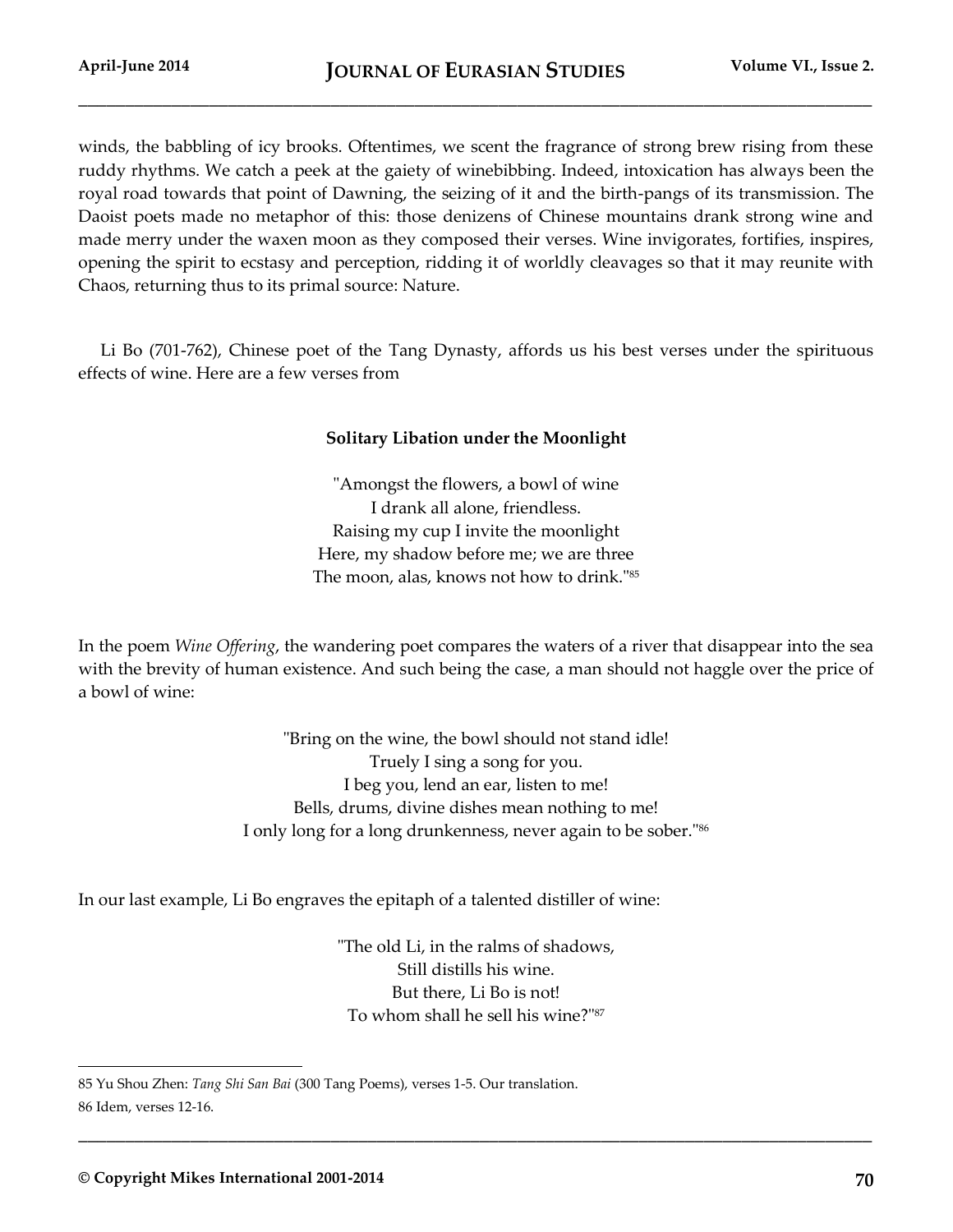winds, the babbling of icy brooks. Oftentimes, we scent the fragrance of strong brew rising from these ruddy rhythms. We catch a peek at the gaiety of winebibbing. Indeed, intoxication has always been the royal road towards that point of Dawning, the seizing of it and the birth-pangs of its transmission. The Daoist poets made no metaphor of this: those denizens of Chinese mountains drank strong wine and made merry under the waxen moon as they composed their verses. Wine invigorates, fortifies, inspires, opening the spirit to ecstasy and perception, ridding it of worldly cleavages so that it may reunite with Chaos, returning thus to its primal source: Nature.

Li Bo (701-762), Chinese poet of the Tang Dynasty, affords us his best verses under the spirituous effects of wine. Here are a few verses from

**Solitary Libation under the Moonlight**

"Amongst the flowers, a bowl of wine
I drank all alone, friendless.
Raising my cup I invite the moonlight
Here, my shadow before me; we are three
The moon, alas, knows not how to drink."[85]

In the poem *Wine Offering*, the wandering poet compares the waters of a river that disappear into the sea with the brevity of human existence. And such being the case, a man should not haggle over the price of a bowl of wine:

"Bring on the wine, the bowl should not stand idle!
Truely I sing a song for you.
I beg you, lend an ear, listen to me!
Bells, drums, divine dishes mean nothing to me!
I only long for a long drunkenness, never again to be sober."[86]

In our last example, Li Bo engraves the epitaph of a talented distiller of wine:

"The old Li, in the ralms of shadows,
Still distills his wine.
But there, Li Bo is not!
To whom shall he sell his wine?"[87]

---

85 Yu Shou Zhen: *Tang Shi San Bai* (300 Tang Poems), verses 1-5. Our translation.

86 Idem, verses 12-16.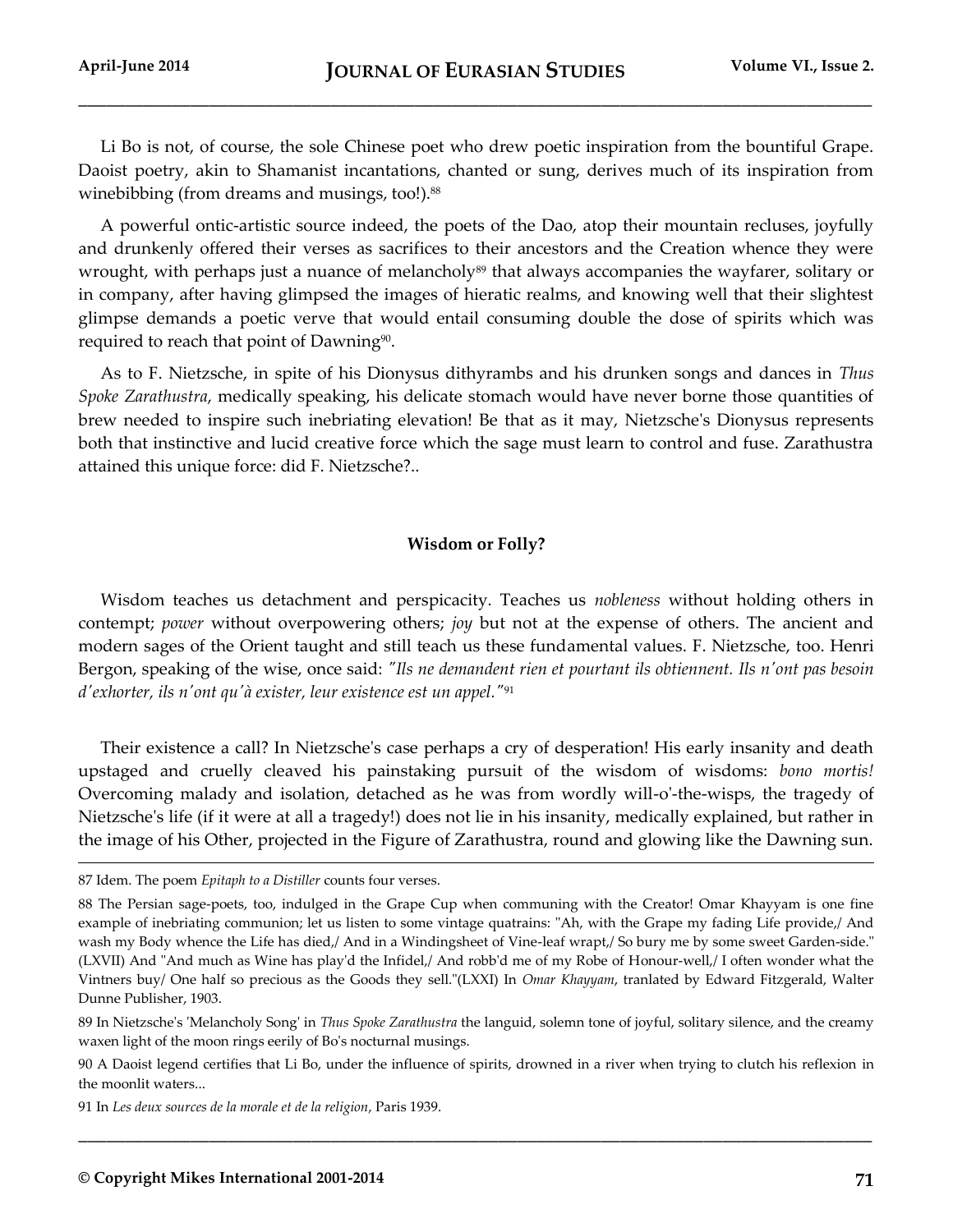Li Bo is not, of course, the sole Chinese poet who drew poetic inspiration from the bountiful Grape. Daoist poetry, akin to Shamanist incantations, chanted or sung, derives much of its inspiration from winebibbing (from dreams and musings, too!).[88]

A powerful ontic-artistic source indeed, the poets of the Dao, atop their mountain recluses, joyfully and drunkenly offered their verses as sacrifices to their ancestors and the Creation whence they were wrought, with perhaps just a nuance of melancholy[89] that always accompanies the wayfarer, solitary or in company, after having glimpsed the images of hieratic realms, and knowing well that their slightest glimpse demands a poetic verve that would entail consuming double the dose of spirits which was required to reach that point of Dawning[90].

As to F. Nietzsche, in spite of his Dionysus dithyrambs and his drunken songs and dances in *Thus Spoke Zarathustra*, medically speaking, his delicate stomach would have never borne those quantities of brew needed to inspire such inebriating elevation! Be that as it may, Nietzsche's Dionysus represents both that instinctive and lucid creative force which the sage must learn to control and fuse. Zarathustra attained this unique force: did F. Nietzsche?..

**Wisdom or Folly?**

Wisdom teaches us detachment and perspicacity. Teaches us *nobleness* without holding others in contempt; *power* without overpowering others; *joy* but not at the expense of others. The ancient and modern sages of the Orient taught and still teach us these fundamental values. F. Nietzsche, too. Henri Bergon, speaking of the wise, once said: *"Ils ne demandent rien et pourtant ils obtiennent. Ils n'ont pas besoin d'exhorter, ils n'ont qu'à exister, leur existence est un appel."*[91]

Their existence a call? In Nietzsche's case perhaps a cry of desperation! His early insanity and death upstaged and cruelly cleaved his painstaking pursuit of the wisdom of wisdoms: *bono mortis!* Overcoming malady and isolation, detached as he was from wordly will-o'-the-wisps, the tragedy of Nietzsche's life (if it were at all a tragedy!) does not lie in his insanity, medically explained, but rather in the image of his Other, projected in the Figure of Zarathustra, round and glowing like the Dawning sun.

---

87 Idem. The poem *Epitaph to a Distiller* counts four verses.

88 The Persian sage-poets, too, indulged in the Grape Cup when communing with the Creator! Omar Khayyam is one fine example of inebriating communion; let us listen to some vintage quatrains: "Ah, with the Grape my fading Life provide,/ And wash my Body whence the Life has died,/ And in a Windingsheet of Vine-leaf wrapt,/ So bury me by some sweet Garden-side." (LXVII) And "And much as Wine has play'd the Infidel,/ And robb'd me of my Robe of Honour-well,/ I often wonder what the Vintners buy/ One half so precious as the Goods they sell."(LXXI) In *Omar Khayyam*, tranlated by Edward Fitzgerald, Walter Dunne Publisher, 1903.

89 In Nietzsche's 'Melancholy Song' in *Thus Spoke Zarathustra* the languid, solemn tone of joyful, solitary silence, and the creamy waxen light of the moon rings eerily of Bo's nocturnal musings.

90 A Daoist legend certifies that Li Bo, under the influence of spirits, drowned in a river when trying to clutch his reflexion in the moonlit waters...

91 In *Les deux sources de la morale et de la religion*, Paris 1939.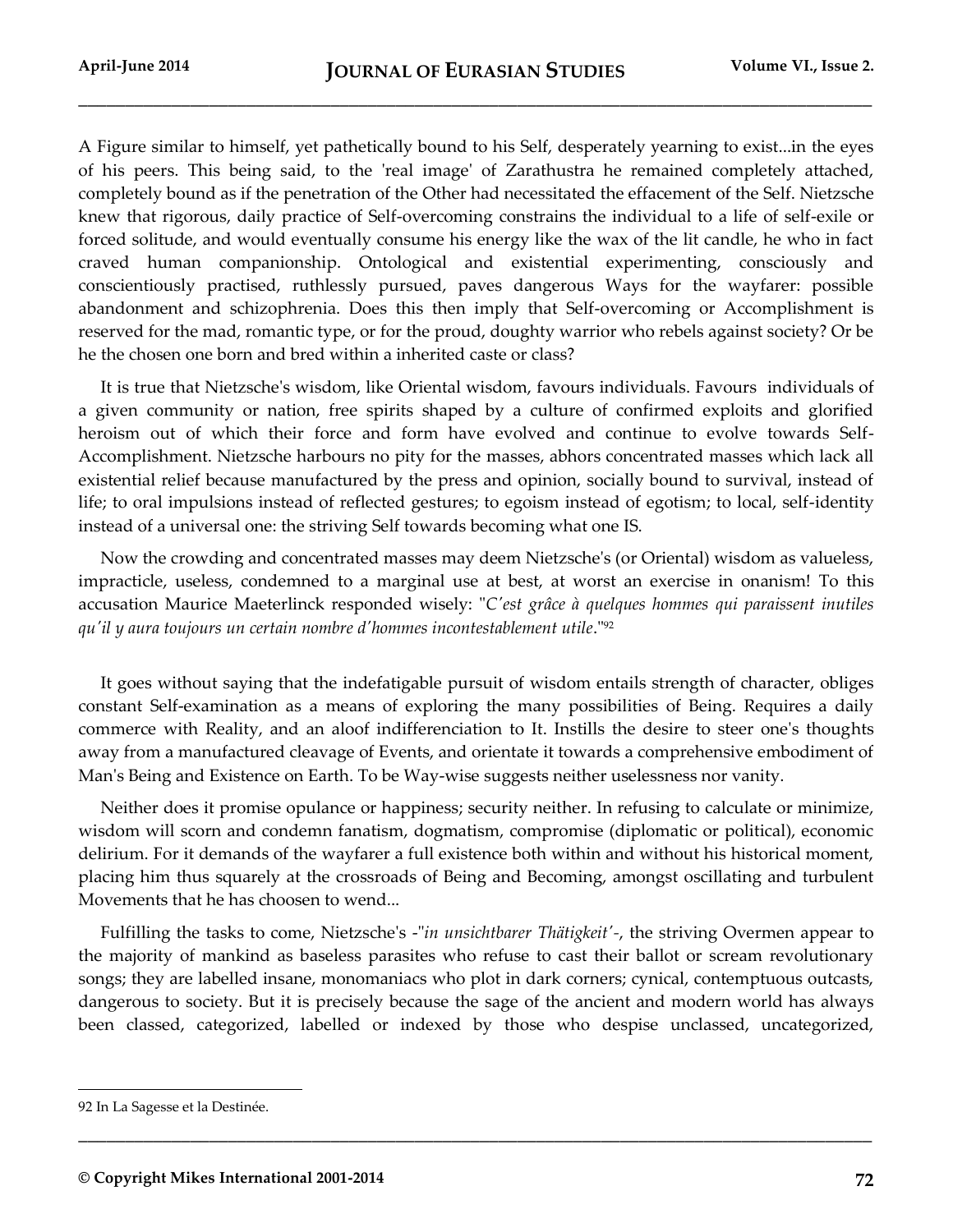A Figure similar to himself, yet pathetically bound to his Self, desperately yearning to exist...in the eyes of his peers. This being said, to the 'real image' of Zarathustra he remained completely attached, completely bound as if the penetration of the Other had necessitated the effacement of the Self. Nietzsche knew that rigorous, daily practice of Self-overcoming constrains the individual to a life of self-exile or forced solitude, and would eventually consume his energy like the wax of the lit candle, he who in fact craved human companionship. Ontological and existential experimenting, consciously and conscientiously practised, ruthlessly pursued, paves dangerous Ways for the wayfarer: possible abandonment and schizophrenia. Does this then imply that Self-overcoming or Accomplishment is reserved for the mad, romantic type, or for the proud, doughty warrior who rebels against society? Or be he the chosen one born and bred within a inherited caste or class?

It is true that Nietzsche's wisdom, like Oriental wisdom, favours individuals. Favours individuals of a given community or nation, free spirits shaped by a culture of confirmed exploits and glorified heroism out of which their force and form have evolved and continue to evolve towards Self-Accomplishment. Nietzsche harbours no pity for the masses, abhors concentrated masses which lack all existential relief because manufactured by the press and opinion, socially bound to survival, instead of life; to oral impulsions instead of reflected gestures; to egoism instead of egotism; to local, self-identity instead of a universal one: the striving Self towards becoming what one IS.

Now the crowding and concentrated masses may deem Nietzsche's (or Oriental) wisdom as valueless, impracticle, useless, condemned to a marginal use at best, at worst an exercise in onanism! To this accusation Maurice Maeterlinck responded wisely: "*C'est grâce à quelques hommes qui paraissent inutiles qu'il y aura toujours un certain nombre d'hommes incontestablement utile*."[92]

It goes without saying that the indefatigable pursuit of wisdom entails strength of character, obliges constant Self-examination as a means of exploring the many possibilities of Being. Requires a daily commerce with Reality, and an aloof indifferenciation to It. Instills the desire to steer one's thoughts away from a manufactured cleavage of Events, and orientate it towards a comprehensive embodiment of Man's Being and Existence on Earth. To be Way-wise suggests neither uselessness nor vanity.

Neither does it promise opulance or happiness; security neither. In refusing to calculate or minimize, wisdom will scorn and condemn fanatism, dogmatism, compromise (diplomatic or political), economic delirium. For it demands of the wayfarer a full existence both within and without his historical moment, placing him thus squarely at the crossroads of Being and Becoming, amongst oscillating and turbulent Movements that he has choosen to wend...

Fulfilling the tasks to come, Nietzsche's -"*in unsichtbarer Thätigkeit'*-, the striving Overmen appear to the majority of mankind as baseless parasites who refuse to cast their ballot or scream revolutionary songs; they are labelled insane, monomaniacs who plot in dark corners; cynical, contemptuous outcasts, dangerous to society. But it is precisely because the sage of the ancient and modern world has always been classed, categorized, labelled or indexed by those who despise unclassed, uncategorized,

---

92 In La Sagesse et la Destinée.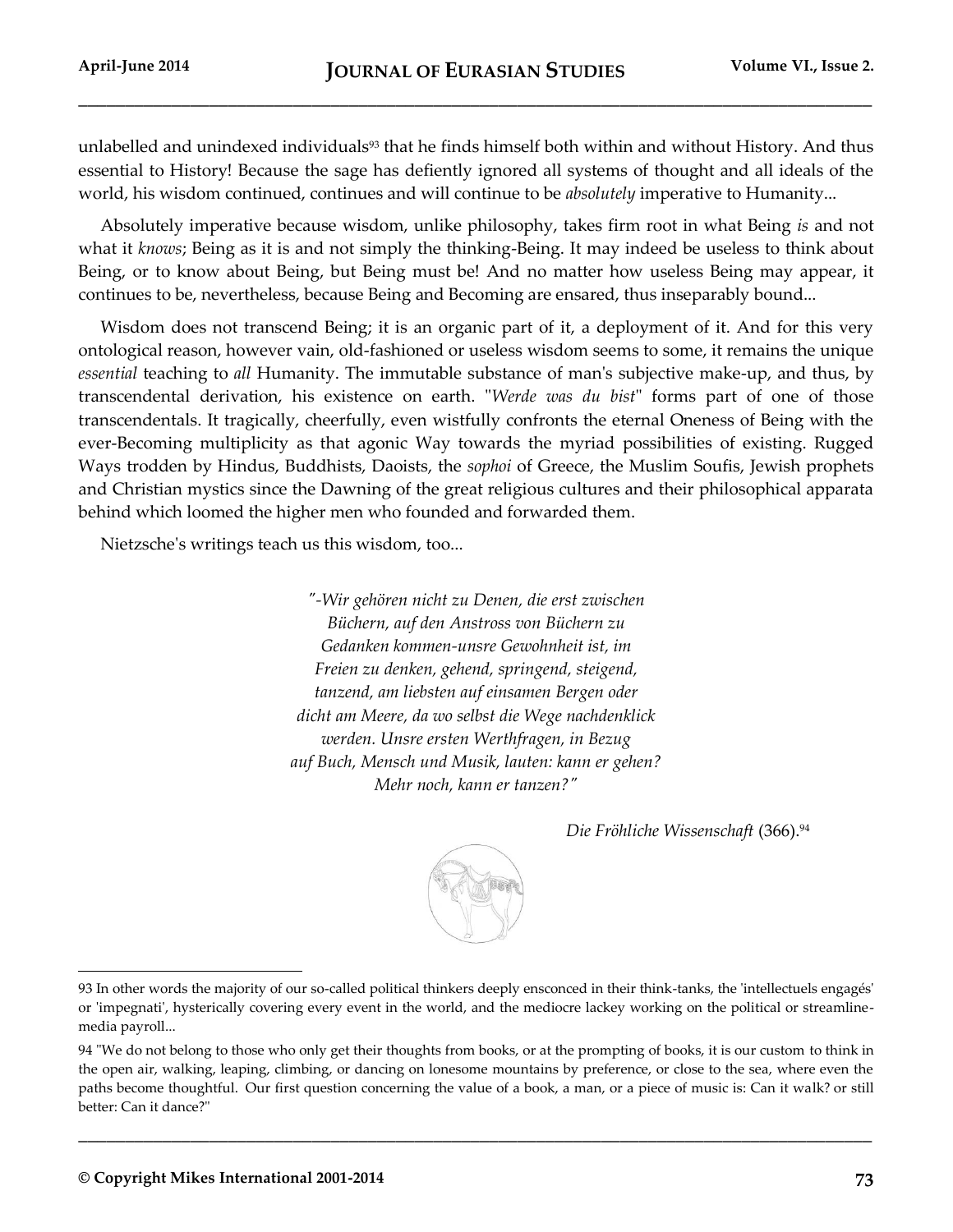unlabelled and unindexed individuals[93] that he finds himself both within and without History. And thus essential to History! Because the sage has defiently ignored all systems of thought and all ideals of the world, his wisdom continued, continues and will continue to be *absolutely* imperative to Humanity...

Absolutely imperative because wisdom, unlike philosophy, takes firm root in what Being *is* and not what it *knows*; Being as it is and not simply the thinking-Being. It may indeed be useless to think about Being, or to know about Being, but Being must be! And no matter how useless Being may appear, it continues to be, nevertheless, because Being and Becoming are ensared, thus inseparably bound...

Wisdom does not transcend Being; it is an organic part of it, a deployment of it. And for this very ontological reason, however vain, old-fashioned or useless wisdom seems to some, it remains the unique *essential* teaching to *all* Humanity. The immutable substance of man's subjective make-up, and thus, by transcendental derivation, his existence on earth. "*Werde was du bist*" forms part of one of those transcendentals. It tragically, cheerfully, even wistfully confronts the eternal Oneness of Being with the ever-Becoming multiplicity as that agonic Way towards the myriad possibilities of existing. Rugged Ways trodden by Hindus, Buddhists, Daoists, the *sophoi* of Greece, the Muslim Soufis, Jewish prophets and Christian mystics since the Dawning of the great religious cultures and their philosophical apparata behind which loomed the higher men who founded and forwarded them.

Nietzsche's writings teach us this wisdom, too...

> *"-Wir gehören nicht zu Denen, die erst zwischen Büchern, auf den Anstross von Büchern zu Gedanken kommen-unsre Gewohnheit ist, im Freien zu denken, gehend, springend, steigend, tanzend, am liebsten auf einsamen Bergen oder dicht am Meere, da wo selbst die Wege nachdenklick werden. Unsre ersten Werthfragen, in Bezug auf Buch, Mensch und Musik, lauten: kann er gehen? Mehr noch, kann er tanzen?"*
>
> *Die Fröhliche Wissenschaft* (366).[94]

---

93 In other words the majority of our so-called political thinkers deeply ensconced in their think-tanks, the 'intellectuels engagés' or 'impegnati', hysterically covering every event in the world, and the mediocre lackey working on the political or streamline-media payroll...

94 "We do not belong to those who only get their thoughts from books, or at the prompting of books, it is our custom to think in the open air, walking, leaping, climbing, or dancing on lonesome mountains by preference, or close to the sea, where even the paths become thoughtful. Our first question concerning the value of a book, a man, or a piece of music is: Can it walk? or still better: Can it dance?"